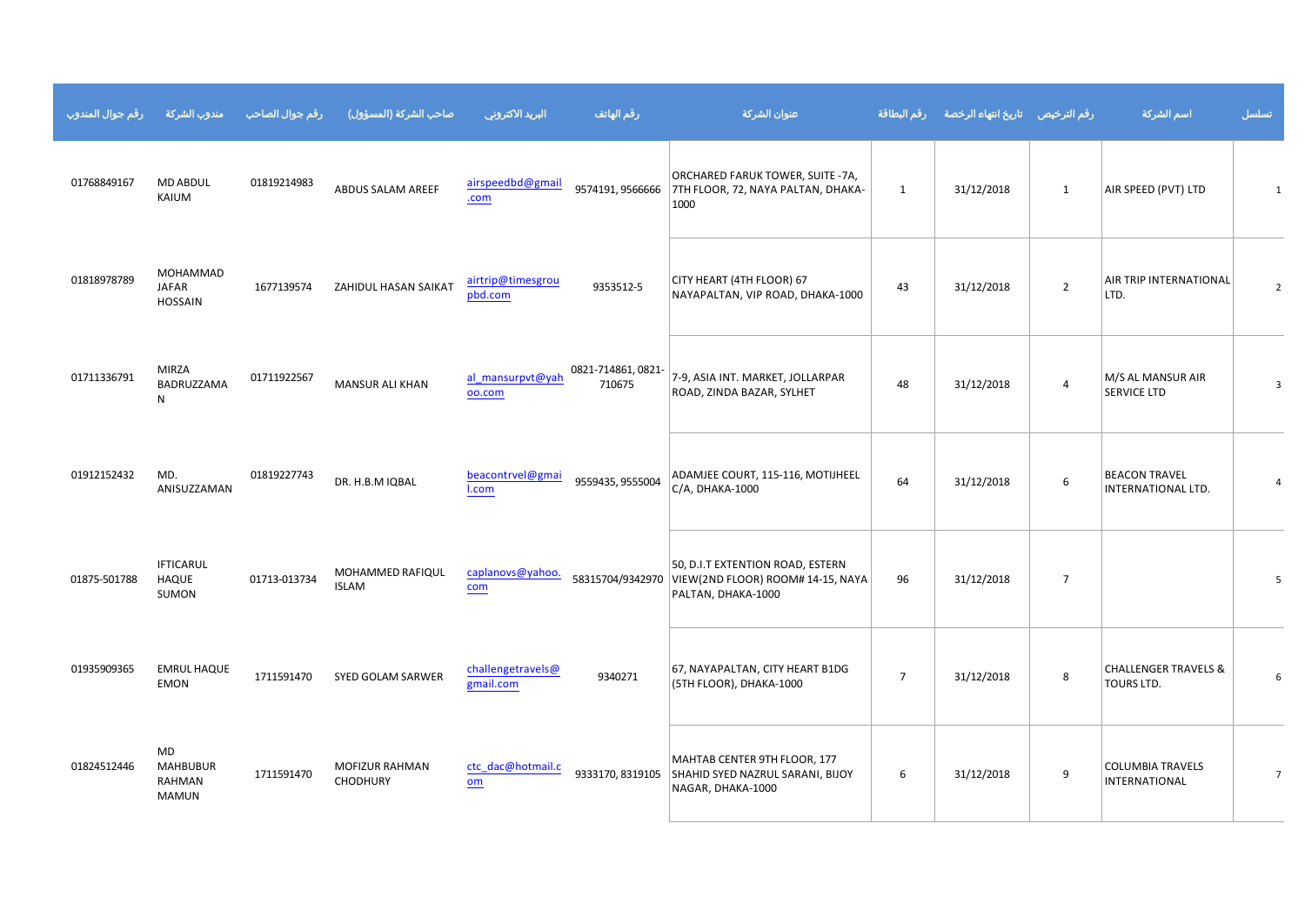| رقم جوال المندوب | مندوب الشركة | رقم جوال الصاحب | صاحب الشركة (المسؤول) | البريد الالكتروني | رقم الهاتف | عنوان الشركة | رقم البطاقة | تاريخ انتهاء الرخصة | رقم الترخيص | اسم الشركة | تسلسل |
|---|---|---|---|---|---|---|---|---|---|---|---|
| 01768849167 | MD ABDUL KAIUM | 01819214983 | ABDUS SALAM AREEF | airspeedbd@gmail.com | 9574191, 9566666 | ORCHARED FARUK TOWER, SUITE -7A, 7TH FLOOR, 72, NAYA PALTAN, DHAKA-1000 | 1 | 31/12/2018 | 1 | AIR SPEED (PVT) LTD | 1 |
| 01818978789 | MOHAMMAD JAFAR HOSSAIN | 1677139574 | ZAHIDUL HASAN SAIKAT | airtrip@timesgroupbd.com | 9353512-5 | CITY HEART (4TH FLOOR) 67 NAYAPALTAN, VIP ROAD, DHAKA-1000 | 43 | 31/12/2018 | 2 | AIR TRIP INTERNATIONAL LTD. | 2 |
| 01711336791 | MIRZA BADRUZZAMAN | 01711922567 | MANSUR ALI KHAN | al_mansurpvt@yahoo.com | 0821-714861, 0821-710675 | 7-9, ASIA INT. MARKET, JOLLARPAR ROAD, ZINDA BAZAR, SYLHET | 48 | 31/12/2018 | 4 | M/S AL MANSUR AIR SERVICE LTD | 3 |
| 01912152432 | MD. ANISUZZAMAN | 01819227743 | DR. H.B.M IQBAL | beacontrvel@gmail.com | 9559435, 9555004 | ADAMJEE COURT, 115-116, MOTIJHEEL C/A, DHAKA-1000 | 64 | 31/12/2018 | 6 | BEACON TRAVEL INTERNATIONAL LTD. | 4 |
| 01875-501788 | IFTICARUL HAQUE SUMON | 01713-013734 | MOHAMMED RAFIQUL ISLAM | caplanovs@yahoo.com | 58315704/9342970 | 50, D.I.T EXTENTION ROAD, ESTERN VIEW(2ND FLOOR) ROOM# 14-15, NAYA PALTAN, DHAKA-1000 | 96 | 31/12/2018 | 7 | | 5 |
| 01935909365 | EMRUL HAQUE EMON | 1711591470 | SYED GOLAM SARWER | challengetravels@gmail.com | 9340271 | 67, NAYAPALTAN, CITY HEART B1DG (5TH FLOOR), DHAKA-1000 | 7 | 31/12/2018 | 8 | CHALLENGER TRAVELS & TOURS LTD. | 6 |
| 01824512446 | MD MAHBUBUR RAHMAN MAMUN | 1711591470 | MOFIZUR RAHMAN CHODHURY | ctc_dac@hotmail.com | 9333170, 8319105 | MAHTAB CENTER 9TH FLOOR, 177 SHAHID SYED NAZRUL SARANI, BIJOY NAGAR, DHAKA-1000 | 6 | 31/12/2018 | 9 | COLUMBIA TRAVELS INTERNATIONAL | 7 |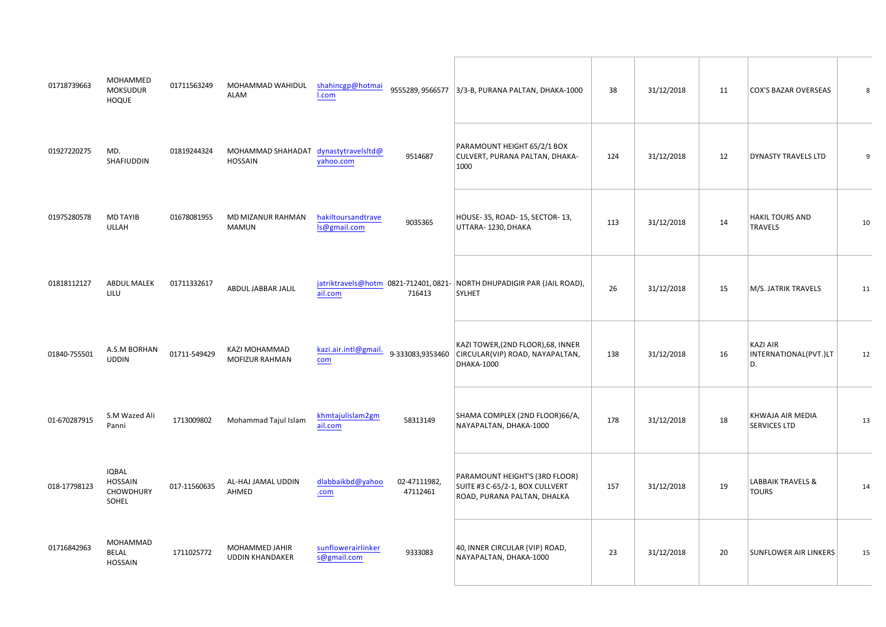|  |  |  |  |  |  |  |  |  |  |  |  |
|---|---|---|---|---|---|---|---|---|---|---|---|
| 01718739663 | MOHAMMED MOKSUDUR HOQUE | 01711563249 | MOHAMMAD WAHIDUL ALAM | shahincgp@hotmail.com | 9555289, 9566577 | 3/3-B, PURANA PALTAN, DHAKA-1000 | 38 | 31/12/2018 | 11 | COX'S BAZAR OVERSEAS | 8 |
| 01927220275 | MD. SHAFIUDDIN | 01819244324 | MOHAMMAD SHAHADAT HOSSAIN | dynastytravelsltd@yahoo.com | 9514687 | PARAMOUNT HEIGHT 65/2/1 BOX CULVERT, PURANA PALTAN, DHAKA-1000 | 124 | 31/12/2018 | 12 | DYNASTY TRAVELS LTD | 9 |
| 01975280578 | MD TAYIB ULLAH | 01678081955 | MD MIZANUR RAHMAN MAMUN | hakiltoursandtravels@gmail.com | 9035365 | HOUSE- 35, ROAD- 15, SECTOR- 13, UTTARA- 1230, DHAKA | 113 | 31/12/2018 | 14 | HAKIL TOURS AND TRAVELS | 10 |
| 01818112127 | ABDUL MALEK LILU | 01711332617 | ABDUL JABBAR JALIL | jatriktravels@hotmail.com | 0821-712401, 0821-716413 | NORTH DHUPADIGIR PAR (JAIL ROAD), SYLHET | 26 | 31/12/2018 | 15 | M/S. JATRIK TRAVELS | 11 |
| 01840-755501 | A.S.M BORHAN UDDIN | 01711-549429 | KAZI MOHAMMAD MOFIZUR RAHMAN | kazi.air.intl@gmail.com | 9-333083,9353460 | KAZI TOWER,(2ND FLOOR),68, INNER CIRCULAR(VIP) ROAD, NAYAPALTAN, DHAKA-1000 | 138 | 31/12/2018 | 16 | KAZI AIR INTERNATIONAL(PVT.)LTD. | 12 |
| 01-670287915 | S.M Wazed Ali Panni | 1713009802 | Mohammad Tajul Islam | khmtajulislam2gmail.com | 58313149 | SHAMA COMPLEX (2ND FLOOR)66/A, NAYAPALTAN, DHAKA-1000 | 178 | 31/12/2018 | 18 | KHWAJA AIR MEDIA SERVICES LTD | 13 |
| 018-17798123 | IQBAL HOSSAIN CHOWDHURY SOHEL | 017-11560635 | AL-HAJ JAMAL UDDIN AHMED | dlabbaikbd@yahoo.com | 02-47111982, 47112461 | PARAMOUNT HEIGHT'S (3RD FLOOR) SUITE #3 C-65/2-1, BOX CULLVERT ROAD, PURANA PALTAN, DHALKA | 157 | 31/12/2018 | 19 | LABBAIK TRAVELS & TOURS | 14 |
| 01716842963 | MOHAMMAD BELAL HOSSAIN | 1711025772 | MOHAMMED JAHIR UDDIN KHANDAKER | sunflowerairlinkers@gmail.com | 9333083 | 40, INNER CIRCULAR (VIP) ROAD, NAYAPALTAN, DHAKA-1000 | 23 | 31/12/2018 | 20 | SUNFLOWER AIR LINKERS | 15 |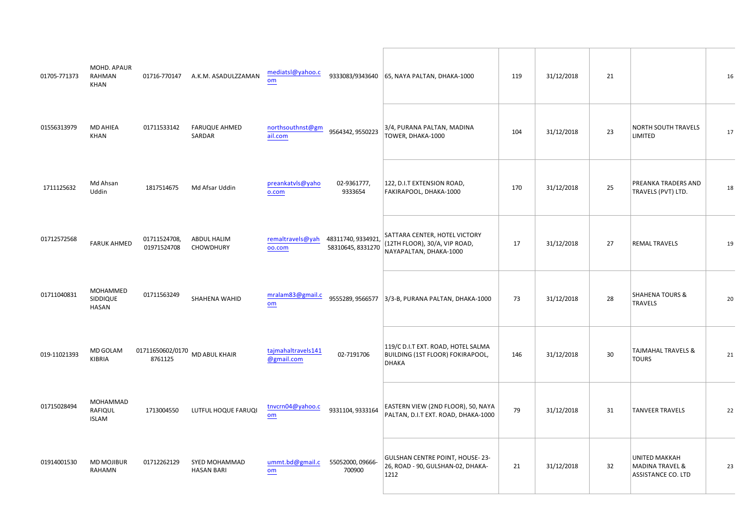| | | | | | | | | | | | |
|---|---|---|---|---|---|---|---|---|---|---|---|
| 01705-771373 | MOHD. APAUR RAHMAN KHAN | 01716-770147 | A.K.M. ASADULZZAMAN | mediatsl@yahoo.com | 9333083/9343640 | 65, NAYA PALTAN, DHAKA-1000 | 119 | 31/12/2018 | 21 | | 16 |
| 01556313979 | MD AHIEA KHAN | 01711533142 | FARUQUE AHMED SARDAR | northsouthnst@gmail.com | 9564342, 9550223 | 3/4, PURANA PALTAN, MADINA TOWER, DHAKA-1000 | 104 | 31/12/2018 | 23 | NORTH SOUTH TRAVELS LIMITED | 17 |
| 1711125632 | Md Ahsan Uddin | 1817514675 | Md Afsar Uddin | preankatvls@yahoo.com | 02-9361777, 9333654 | 122, D.I.T EXTENSION ROAD, FAKIRAPOOL, DHAKA-1000 | 170 | 31/12/2018 | 25 | PREANKA TRADERS AND TRAVELS (PVT) LTD. | 18 |
| 01712572568 | FARUK AHMED | 01711524708, 01971524708 | ABDUL HALIM CHOWDHURY | remaltravels@yahoo.com | 48311740, 9334921, 58310645, 8331270 | SATTARA CENTER, HOTEL VICTORY (12TH FLOOR), 30/A, VIP ROAD, NAYAPALTAN, DHAKA-1000 | 17 | 31/12/2018 | 27 | REMAL TRAVELS | 19 |
| 01711040831 | MOHAMMED SIDDIQUE HASAN | 01711563249 | SHAHENA WAHID | mralam83@gmail.com | 9555289, 9566577 | 3/3-B, PURANA PALTAN, DHAKA-1000 | 73 | 31/12/2018 | 28 | SHAHENA TOURS & TRAVELS | 20 |
| 019-11021393 | MD GOLAM KIBRIA | 01711650602/01708761125 | MD ABUL KHAIR | tajmahaltravels141@gmail.com | 02-7191706 | 119/C D.I.T EXT. ROAD, HOTEL SALMA BUILDING (1ST FLOOR) FOKIRAPOOL, DHAKA | 146 | 31/12/2018 | 30 | TAJMAHAL TRAVELS & TOURS | 21 |
| 01715028494 | MOHAMMAD RAFIQUL ISLAM | 1713004550 | LUTFUL HOQUE FARUQI | tnvcrn04@yahoo.com | 9331104, 9333164 | EASTERN VIEW (2ND FLOOR), 50, NAYA PALTAN, D.I.T EXT. ROAD, DHAKA-1000 | 79 | 31/12/2018 | 31 | TANVEER TRAVELS | 22 |
| 01914001530 | MD MOJIBUR RAHAMN | 01712262129 | SYED MOHAMMAD HASAN BARI | ummt.bd@gmail.com | 55052000, 09666-700900 | GULSHAN CENTRE POINT, HOUSE- 23-26, ROAD - 90, GULSHAN-02, DHAKA-1212 | 21 | 31/12/2018 | 32 | UNITED MAKKAH MADINA TRAVEL & ASSISTANCE CO. LTD | 23 |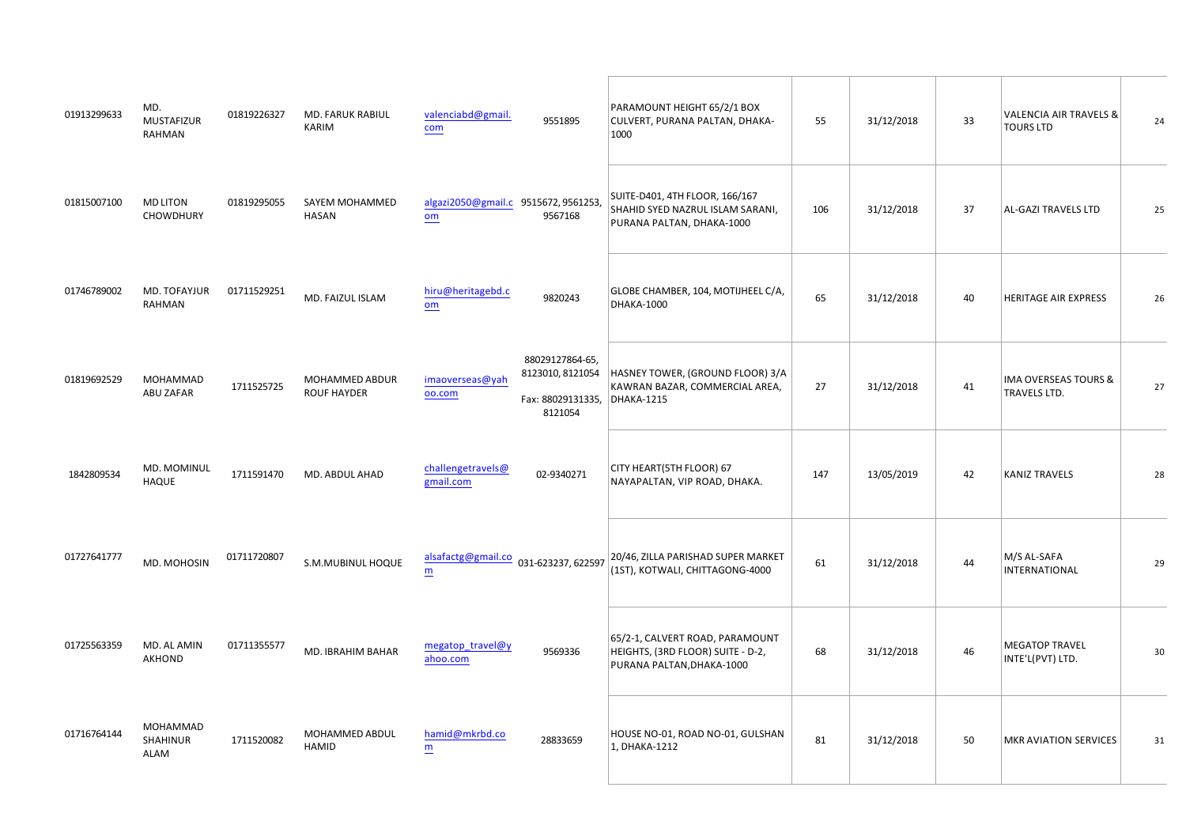| | | | | | | | | | | | |
|---|---|---|---|---|---|---|---|---|---|---|---|
| 01913299633 | MD. MUSTAFIZUR RAHMAN | 01819226327 | MD. FARUK RABIUL KARIM | valenciabd@gmail.com | 9551895 | PARAMOUNT HEIGHT 65/2/1 BOX CULVERT, PURANA PALTAN, DHAKA-1000 | 55 | 31/12/2018 | 33 | VALENCIA AIR TRAVELS & TOURS LTD | 24 |
| 01815007100 | MD LITON CHOWDHURY | 01819295055 | SAYEM MOHAMMED HASAN | algazi2050@gmail.com | 9515672, 9561253, 9567168 | SUITE-D401, 4TH FLOOR, 166/167 SHAHID SYED NAZRUL ISLAM SARANI, PURANA PALTAN, DHAKA-1000 | 106 | 31/12/2018 | 37 | AL-GAZI TRAVELS LTD | 25 |
| 01746789002 | MD. TOFAYJUR RAHMAN | 01711529251 | MD. FAIZUL ISLAM | hiru@heritagebd.com | 9820243 | GLOBE CHAMBER, 104, MOTIJHEEL C/A, DHAKA-1000 | 65 | 31/12/2018 | 40 | HERITAGE AIR EXPRESS | 26 |
| 01819692529 | MOHAMMAD ABU ZAFAR | 1711525725 | MOHAMMED ABDUR ROUF HAYDER | imaoverseas@yahoo.com | 88029127864-65, 8123010, 8121054 Fax: 88029131335, 8121054 | HASNEY TOWER, (GROUND FLOOR) 3/A KAWRAN BAZAR, COMMERCIAL AREA, DHAKA-1215 | 27 | 31/12/2018 | 41 | IMA OVERSEAS TOURS & TRAVELS LTD. | 27 |
| 1842809534 | MD. MOMINUL HAQUE | 1711591470 | MD. ABDUL AHAD | challengetravels@gmail.com | 02-9340271 | CITY HEART(5TH FLOOR) 67 NAYAPALTAN, VIP ROAD, DHAKA. | 147 | 13/05/2019 | 42 | KANIZ TRAVELS | 28 |
| 01727641777 | MD. MOHOSIN | 01711720807 | S.M.MUBINUL HOQUE | alsafactg@gmail.com | 031-623237, 622597 | 20/46, ZILLA PARISHAD SUPER MARKET (1ST), KOTWALI, CHITTAGONG-4000 | 61 | 31/12/2018 | 44 | M/S AL-SAFA INTERNATIONAL | 29 |
| 01725563359 | MD. AL AMIN AKHOND | 01711355577 | MD. IBRAHIM BAHAR | megatop_travel@yahoo.com | 9569336 | 65/2-1, CALVERT ROAD, PARAMOUNT HEIGHTS, (3RD FLOOR) SUITE - D-2, PURANA PALTAN,DHAKA-1000 | 68 | 31/12/2018 | 46 | MEGATOP TRAVEL INTE'L(PVT) LTD. | 30 |
| 01716764144 | MOHAMMAD SHAHINUR ALAM | 1711520082 | MOHAMMED ABDUL HAMID | hamid@mkrbd.com | 28833659 | HOUSE NO-01, ROAD NO-01, GULSHAN 1, DHAKA-1212 | 81 | 31/12/2018 | 50 | MKR AVIATION SERVICES | 31 |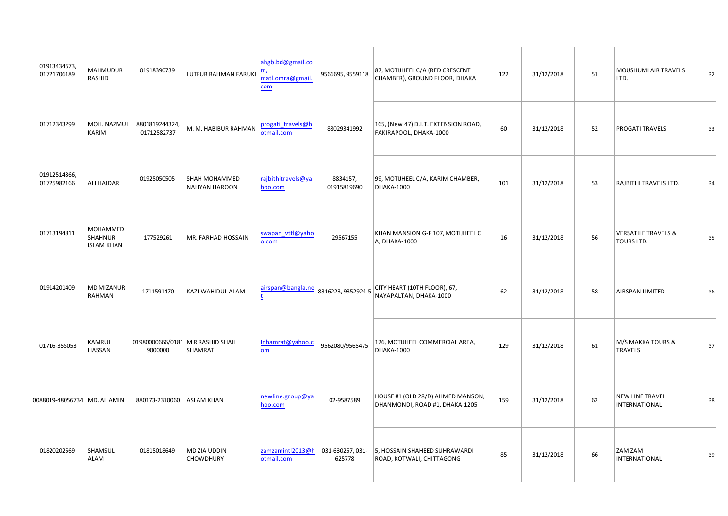| | | | | | | | | | | | |
|---|---|---|---|---|---|---|---|---|---|---|---|
| 01913434673, 01721706189 | MAHMUDUR RASHID | 01918390739 | LUTFUR RAHMAN FARUKI | ahgb.bd@gmail.com, matl.omra@gmail.com | 9566695, 9559118 | 87, MOTIJHEEL C/A (RED CRESCENT CHAMBER), GROUND FLOOR, DHAKA | 122 | 31/12/2018 | 51 | MOUSHUMI AIR TRAVELS LTD. | 32 |
| 01712343299 | MOH. NAZMUL KARIM | 8801819244324, 01712582737 | M. M. HABIBUR RAHMAN | progati_travels@hotmail.com | 88029341992 | 165, (New 47) D.I.T. EXTENSION ROAD, FAKIRAPOOL, DHAKA-1000 | 60 | 31/12/2018 | 52 | PROGATI TRAVELS | 33 |
| 01912514366, 01725982166 | ALI HAIDAR | 01925050505 | SHAH MOHAMMED NAHYAN HAROON | rajbithitravels@yahoo.com | 8834157, 01915819690 | 99, MOTIJHEEL C/A, KARIM CHAMBER, DHAKA-1000 | 101 | 31/12/2018 | 53 | RAJBITHI TRAVELS LTD. | 34 |
| 01713194811 | MOHAMMED SHAHNUR ISLAM KHAN | 177529261 | MR. FARHAD HOSSAIN | swapan_vttl@yahoo.com | 29567155 | KHAN MANSION G-F 107, MOTIJHEEL C A, DHAKA-1000 | 16 | 31/12/2018 | 56 | VERSATILE TRAVELS & TOURS LTD. | 35 |
| 01914201409 | MD MIZANUR RAHMAN | 1711591470 | KAZI WAHIDUL ALAM | airspan@bangla.net | 8316223, 9352924-5 | CITY HEART (10TH FLOOR), 67, NAYAPALTAN, DHAKA-1000 | 62 | 31/12/2018 | 58 | AIRSPAN LIMITED | 36 |
| 01716-355053 | KAMRUL HASSAN | 01980000666/01819000000 | M R RASHID SHAH SHAMRAT | Inhamrat@yahoo.com | 9562080/9565475 | 126, MOTIJHEEL COMMERCIAL AREA, DHAKA-1000 | 129 | 31/12/2018 | 61 | M/S MAKKA TOURS & TRAVELS | 37 |
| 0088019-48056734 | MD. AL AMIN | 880173-2310060 | ASLAM KHAN | newline.group@yahoo.com | 02-9587589 | HOUSE #1 (OLD 28/D) AHMED MANSON, DHANMONDI, ROAD #1, DHAKA-1205 | 159 | 31/12/2018 | 62 | NEW LINE TRAVEL INTERNATIONAL | 38 |
| 01820202569 | SHAMSUL ALAM | 01815018649 | MD ZIA UDDIN CHOWDHURY | zamzamintl2013@hotmail.com | 031-630257, 031-625778 | 5, HOSSAIN SHAHEED SUHRAWARDI ROAD, KOTWALI, CHITTAGONG | 85 | 31/12/2018 | 66 | ZAM ZAM INTERNATIONAL | 39 |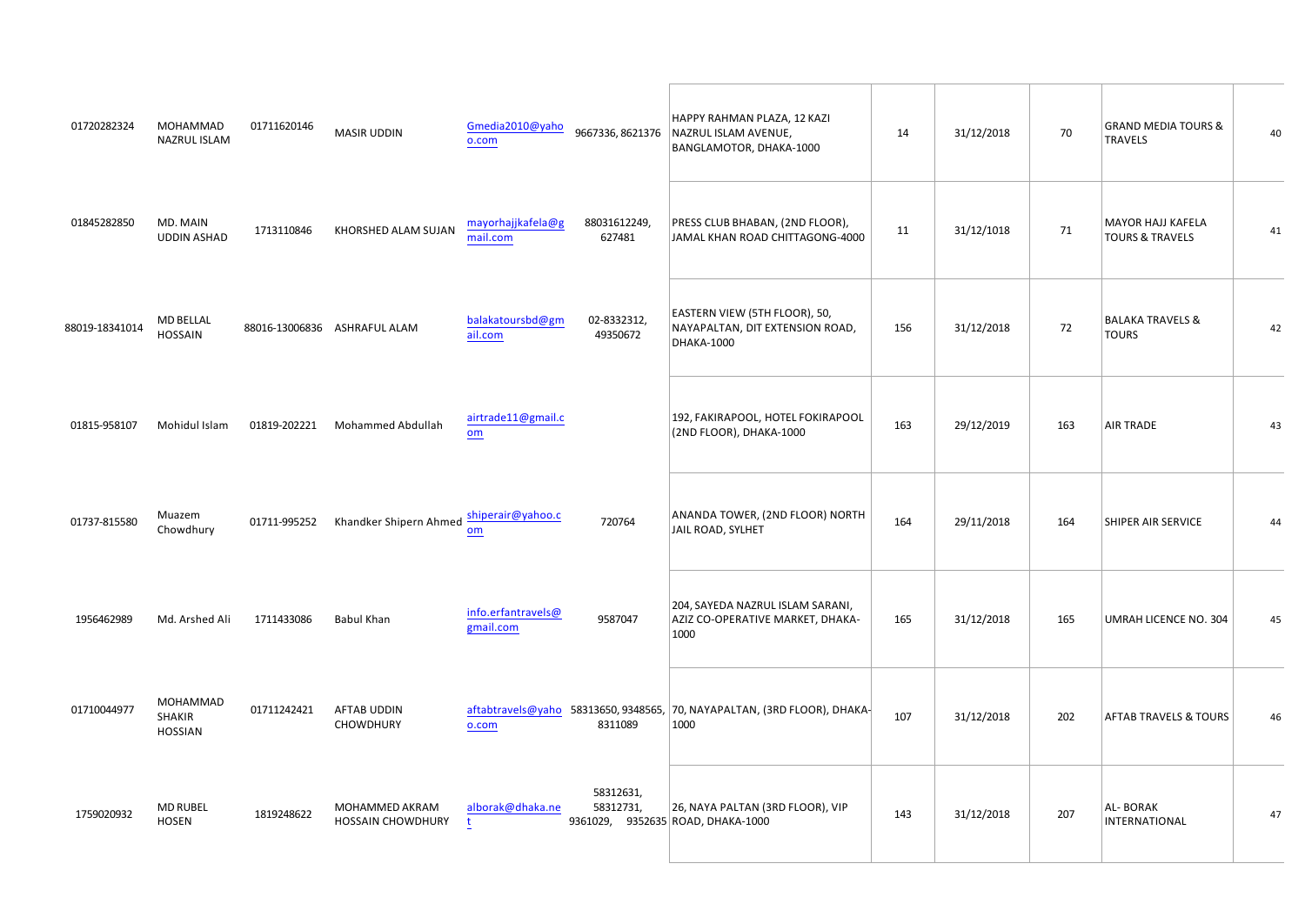| | | | | | | | | | | | |
|---|---|---|---|---|---|---|---|---|---|---|---|
| 01720282324 | MOHAMMAD NAZRUL ISLAM | 01711620146 | MASIR UDDIN | Gmedia2010@yahoo.com | 9667336, 8621376 | HAPPY RAHMAN PLAZA, 12 KAZI NAZRUL ISLAM AVENUE, BANGLAMOTOR, DHAKA-1000 | 14 | 31/12/2018 | 70 | GRAND MEDIA TOURS & TRAVELS | 40 |
| 01845282850 | MD. MAIN UDDIN ASHAD | 1713110846 | KHORSHED ALAM SUJAN | mayorhajjkafela@gmail.com | 88031612249, 627481 | PRESS CLUB BHABAN, (2ND FLOOR), JAMAL KHAN ROAD CHITTAGONG-4000 | 11 | 31/12/1018 | 71 | MAYOR HAJJ KAFELA TOURS & TRAVELS | 41 |
| 88019-18341014 | MD BELLAL HOSSAIN | 88016-13006836 | ASHRAFUL ALAM | balakatoursbd@gmail.com | 02-8332312, 49350672 | EASTERN VIEW (5TH FLOOR), 50, NAYAPALTAN, DIT EXTENSION ROAD, DHAKA-1000 | 156 | 31/12/2018 | 72 | BALAKA TRAVELS & TOURS | 42 |
| 01815-958107 | Mohidul Islam | 01819-202221 | Mohammed Abdullah | airtrade11@gmail.com | | 192, FAKIRAPOOL, HOTEL FOKIRAPOOL (2ND FLOOR), DHAKA-1000 | 163 | 29/12/2019 | 163 | AIR TRADE | 43 |
| 01737-815580 | Muazem Chowdhury | 01711-995252 | Khandker Shipern Ahmed | shiperair@yahoo.com | 720764 | ANANDA TOWER, (2ND FLOOR) NORTH JAIL ROAD, SYLHET | 164 | 29/11/2018 | 164 | SHIPER AIR SERVICE | 44 |
| 1956462989 | Md. Arshed Ali | 1711433086 | Babul Khan | info.erfantravels@gmail.com | 9587047 | 204, SAYEDA NAZRUL ISLAM SARANI, AZIZ CO-OPERATIVE MARKET, DHAKA-1000 | 165 | 31/12/2018 | 165 | UMRAH LICENCE NO. 304 | 45 |
| 01710044977 | MOHAMMAD SHAKIR HOSSIAN | 01711242421 | AFTAB UDDIN CHOWDHURY | aftabtravels@yahoo.com | 58313650, 9348565, 8311089 | 70, NAYAPALTAN, (3RD FLOOR), DHAKA-1000 | 107 | 31/12/2018 | 202 | AFTAB TRAVELS & TOURS | 46 |
| 1759020932 | MD RUBEL HOSEN | 1819248622 | MOHAMMED AKRAM HOSSAIN CHOWDHURY | alborak@dhaka.net | 58312631, 58312731, 9361029, 9352635 | 26, NAYA PALTAN (3RD FLOOR), VIP ROAD, DHAKA-1000 | 143 | 31/12/2018 | 207 | AL- BORAK INTERNATIONAL | 47 |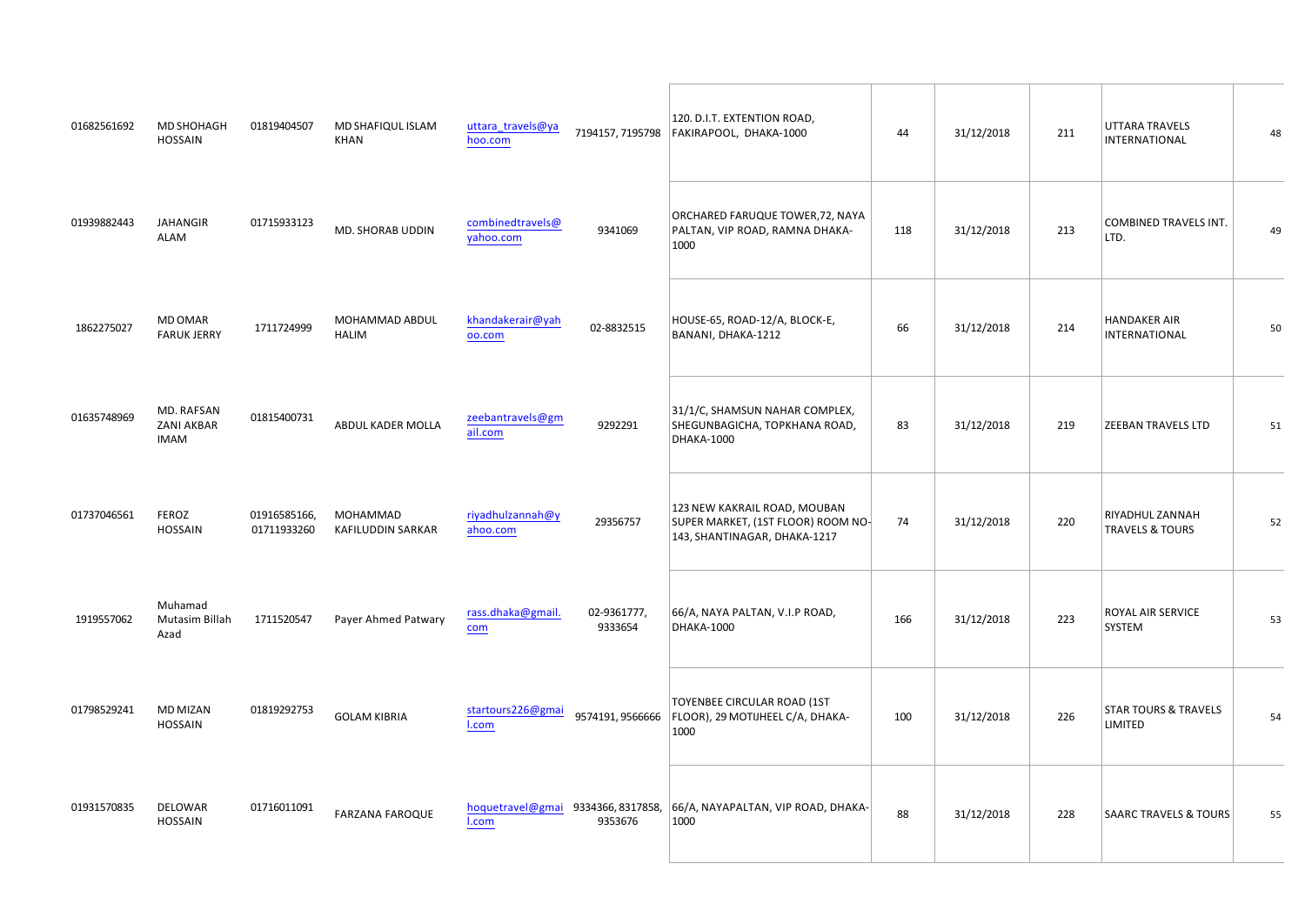| | | | | | | | | | | | |
|---|---|---|---|---|---|---|---|---|---|---|---|
| 01682561692 | MD SHOHAGH HOSSAIN | 01819404507 | MD SHAFIQUL ISLAM KHAN | uttara_travels@yahoo.com | 7194157, 7195798 | 120. D.I.T. EXTENTION ROAD, FAKIRAPOOL, DHAKA-1000 | 44 | 31/12/2018 | 211 | UTTARA TRAVELS INTERNATIONAL | 48 |
| 01939882443 | JAHANGIR ALAM | 01715933123 | MD. SHORAB UDDIN | combinedtravels@yahoo.com | 9341069 | ORCHARED FARUQUE TOWER,72, NAYA PALTAN, VIP ROAD, RAMNA DHAKA-1000 | 118 | 31/12/2018 | 213 | COMBINED TRAVELS INT. LTD. | 49 |
| 1862275027 | MD OMAR FARUK JERRY | 1711724999 | MOHAMMAD ABDUL HALIM | khandakerair@yahoo.com | 02-8832515 | HOUSE-65, ROAD-12/A, BLOCK-E, BANANI, DHAKA-1212 | 66 | 31/12/2018 | 214 | HANDAKER AIR INTERNATIONAL | 50 |
| 01635748969 | MD. RAFSAN ZANI AKBAR IMAM | 01815400731 | ABDUL KADER MOLLA | zeebantravels@gmail.com | 9292291 | 31/1/C, SHAMSUN NAHAR COMPLEX, SHEGUNBAGICHA, TOPKHANA ROAD, DHAKA-1000 | 83 | 31/12/2018 | 219 | ZEEBAN TRAVELS LTD | 51 |
| 01737046561 | FEROZ HOSSAIN | 01916585166, 01711933260 | MOHAMMAD KAFILUDDIN SARKAR | riyadhulzannah@yahoo.com | 29356757 | 123 NEW KAKRAIL ROAD, MOUBAN SUPER MARKET, (1ST FLOOR) ROOM NO-143, SHANTINAGAR, DHAKA-1217 | 74 | 31/12/2018 | 220 | RIYADHUL ZANNAH TRAVELS & TOURS | 52 |
| 1919557062 | Muhamad Mutasim Billah Azad | 1711520547 | Payer Ahmed Patwary | rass.dhaka@gmail.com | 02-9361777, 9333654 | 66/A, NAYA PALTAN, V.I.P ROAD, DHAKA-1000 | 166 | 31/12/2018 | 223 | ROYAL AIR SERVICE SYSTEM | 53 |
| 01798529241 | MD MIZAN HOSSAIN | 01819292753 | GOLAM KIBRIA | startours226@gmail.com | 9574191, 9566666 | TOYENBEE CIRCULAR ROAD (1ST FLOOR), 29 MOTIJHEEL C/A, DHAKA-1000 | 100 | 31/12/2018 | 226 | STAR TOURS & TRAVELS LIMITED | 54 |
| 01931570835 | DELOWAR HOSSAIN | 01716011091 | FARZANA FAROQUE | hoquetravel@gmail.com | 9334366, 8317858, 9353676 | 66/A, NAYAPALTAN, VIP ROAD, DHAKA-1000 | 88 | 31/12/2018 | 228 | SAARC TRAVELS & TOURS | 55 |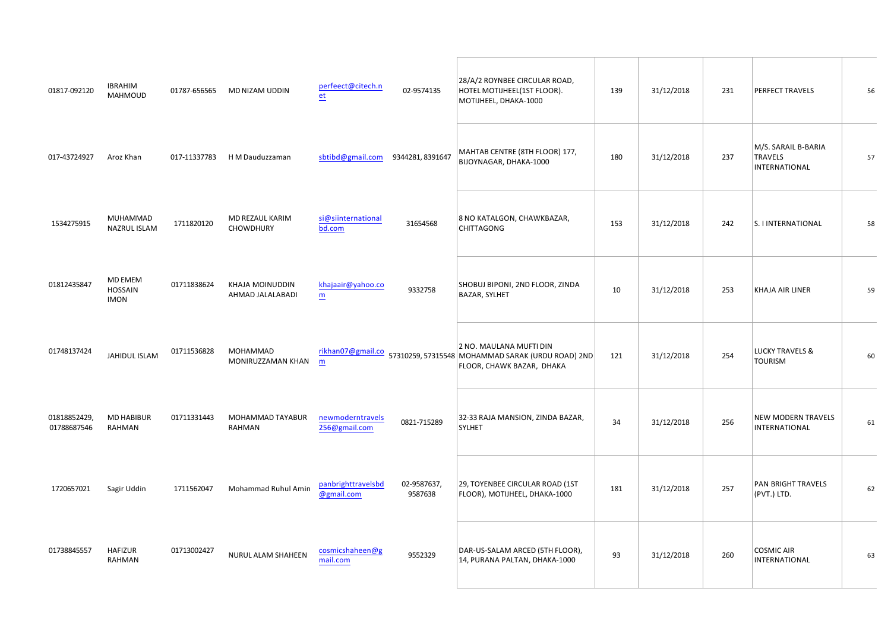| | | | | | | | | | | | |
|---|---|---|---|---|---|---|---|---|---|---|---|
| 01817-092120 | IBRAHIM MAHMOUD | 01787-656565 | MD NIZAM UDDIN | perfeect@citech.net | 02-9574135 | 28/A/2 ROYNBEE CIRCULAR ROAD, HOTEL MOTIJHEEL(1ST FLOOR). MOTIJHEEL, DHAKA-1000 | 139 | 31/12/2018 | 231 | PERFECT TRAVELS | 56 |
| 017-43724927 | Aroz Khan | 017-11337783 | H M Dauduzzaman | sbtibd@gmail.com | 9344281, 8391647 | MAHTAB CENTRE (8TH FLOOR) 177, BIJOYNAGAR, DHAKA-1000 | 180 | 31/12/2018 | 237 | M/S. SARAIL B-BARIA TRAVELS INTERNATIONAL | 57 |
| 1534275915 | MUHAMMAD NAZRUL ISLAM | 1711820120 | MD REZAUL KARIM CHOWDHURY | si@siinternationalbd.com | 31654568 | 8 NO KATALGON, CHAWKBAZAR, CHITTAGONG | 153 | 31/12/2018 | 242 | S. I INTERNATIONAL | 58 |
| 01812435847 | MD EMEM HOSSAIN IMON | 01711838624 | KHAJA MOINUDDIN AHMAD JALALABADI | khajaair@yahoo.com | 9332758 | SHOBUJ BIPONI, 2ND FLOOR, ZINDA BAZAR, SYLHET | 10 | 31/12/2018 | 253 | KHAJA AIR LINER | 59 |
| 01748137424 | JAHIDUL ISLAM | 01711536828 | MOHAMMAD MONIRUZZAMAN KHAN | rikhan07@gmail.com | 57310259, 57315548 | 2 NO. MAULANA MUFTI DIN MOHAMMAD SARAK (URDU ROAD) 2ND FLOOR, CHAWK BAZAR, DHAKA | 121 | 31/12/2018 | 254 | LUCKY TRAVELS & TOURISM | 60 |
| 01818852429, 01788687546 | MD HABIBUR RAHMAN | 01711331443 | MOHAMMAD TAYABUR RAHMAN | newmoderntravels256@gmail.com | 0821-715289 | 32-33 RAJA MANSION, ZINDA BAZAR, SYLHET | 34 | 31/12/2018 | 256 | NEW MODERN TRAVELS INTERNATIONAL | 61 |
| 1720657021 | Sagir Uddin | 1711562047 | Mohammad Ruhul Amin | panbrighttravelsbd@gmail.com | 02-9587637, 9587638 | 29, TOYENBEE CIRCULAR ROAD (1ST FLOOR), MOTIJHEEL, DHAKA-1000 | 181 | 31/12/2018 | 257 | PAN BRIGHT TRAVELS (PVT.) LTD. | 62 |
| 01738845557 | HAFIZUR RAHMAN | 01713002427 | NURUL ALAM SHAHEEN | cosmicshaheen@gmail.com | 9552329 | DAR-US-SALAM ARCED (5TH FLOOR), 14, PURANA PALTAN, DHAKA-1000 | 93 | 31/12/2018 | 260 | COSMIC AIR INTERNATIONAL | 63 |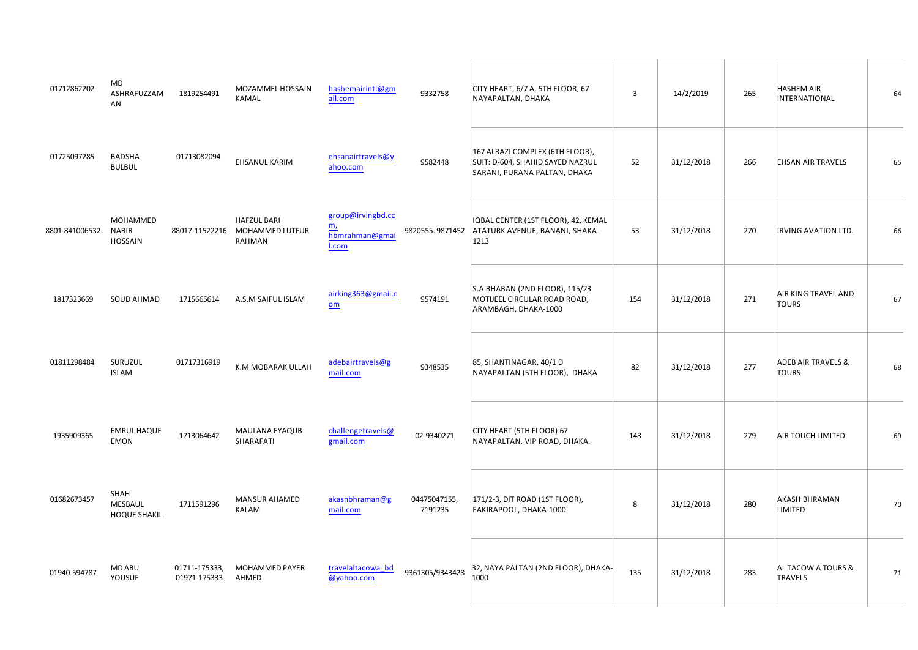| | | | | | | | | | | | |
|---|---|---|---|---|---|---|---|---|---|---|---|
| 01712862202 | MD ASHRAFUZZAMAN | 1819254491 | MOZAMMEL HOSSAIN KAMAL | hashemairintl@gmail.com | 9332758 | CITY HEART, 6/7 A, 5TH FLOOR, 67 NAYAPALTAN, DHAKA | 3 | 14/2/2019 | 265 | HASHEM AIR INTERNATIONAL | 64 |
| 01725097285 | BADSHA BULBUL | 01713082094 | EHSANUL KARIM | ehsanairtravels@yahoo.com | 9582448 | 167 ALRAZI COMPLEX (6TH FLOOR), SUIT: D-604, SHAHID SAYED NAZRUL SARANI, PURANA PALTAN, DHAKA | 52 | 31/12/2018 | 266 | EHSAN AIR TRAVELS | 65 |
| 8801-841006532 | MOHAMMED NABIR HOSSAIN | 88017-11522216 | HAFZUL BARI MOHAMMED LUTFUR RAHMAN | group@irvingbd.com, hbmrahman@gmail.com | 9820555. 9871452 | IQBAL CENTER (1ST FLOOR), 42, KEMAL ATATURK AVENUE, BANANI, SHAKA-1213 | 53 | 31/12/2018 | 270 | IRVING AVATION LTD. | 66 |
| 1817323669 | SOUD AHMAD | 1715665614 | A.S.M SAIFUL ISLAM | airking363@gmail.com | 9574191 | S.A BHABAN (2ND FLOOR), 115/23 MOTIJEEL CIRCULAR ROAD ROAD, ARAMBAGH, DHAKA-1000 | 154 | 31/12/2018 | 271 | AIR KING TRAVEL AND TOURS | 67 |
| 01811298484 | SURUZUL ISLAM | 01717316919 | K.M MOBARAK ULLAH | adebairtravels@gmail.com | 9348535 | 85, SHANTINAGAR, 40/1 D NAYAPALTAN (5TH FLOOR), DHAKA | 82 | 31/12/2018 | 277 | ADEB AIR TRAVELS & TOURS | 68 |
| 1935909365 | EMRUL HAQUE EMON | 1713064642 | MAULANA EYAQUB SHARAFATI | challengetravels@gmail.com | 02-9340271 | CITY HEART (5TH FLOOR) 67 NAYAPALTAN, VIP ROAD, DHAKA. | 148 | 31/12/2018 | 279 | AIR TOUCH LIMITED | 69 |
| 01682673457 | SHAH MESBAUL HOQUE SHAKIL | 1711591296 | MANSUR AHAMED KALAM | akashbhraman@gmail.com | 04475047155, 7191235 | 171/2-3, DIT ROAD (1ST FLOOR), FAKIRAPOOL, DHAKA-1000 | 8 | 31/12/2018 | 280 | AKASH BHRAMAN LIMITED | 70 |
| 01940-594787 | MD ABU YOUSUF | 01711-175333, 01971-175333 | MOHAMMED PAYER AHMED | travelaltacowa_bd@yahoo.com | 9361305/9343428 | 32, NAYA PALTAN (2ND FLOOR), DHAKA-1000 | 135 | 31/12/2018 | 283 | AL TACOW A TOURS & TRAVELS | 71 |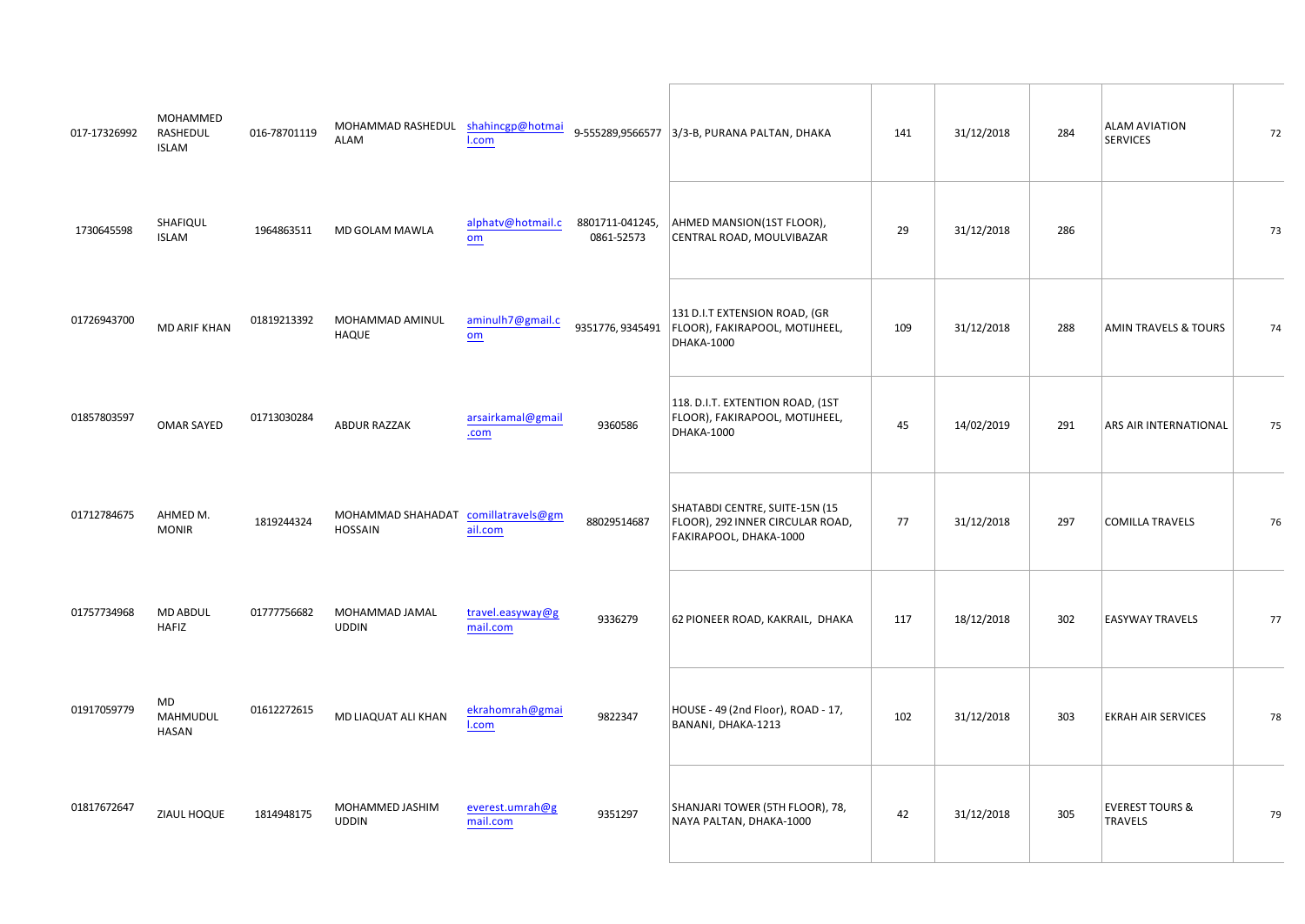| | | | | | | | | | | | |
|---|---|---|---|---|---|---|---|---|---|---|---|
| 017-17326992 | MOHAMMED RASHEDUL ISLAM | 016-78701119 | MOHAMMAD RASHEDUL ALAM | shahincgp@hotmail.com | 9-555289,9566577 | 3/3-B, PURANA PALTAN, DHAKA | 141 | 31/12/2018 | 284 | ALAM AVIATION SERVICES | 72 |
| 1730645598 | SHAFIQUL ISLAM | 1964863511 | MD GOLAM MAWLA | alphatv@hotmail.com | 8801711-041245, 0861-52573 | AHMED MANSION(1ST FLOOR), CENTRAL ROAD, MOULVIBAZAR | 29 | 31/12/2018 | 286 | | 73 |
| 01726943700 | MD ARIF KHAN | 01819213392 | MOHAMMAD AMINUL HAQUE | aminulh7@gmail.com | 9351776, 9345491 | 131 D.I.T EXTENSION ROAD, (GR FLOOR), FAKIRAPOOL, MOTIJHEEL, DHAKA-1000 | 109 | 31/12/2018 | 288 | AMIN TRAVELS & TOURS | 74 |
| 01857803597 | OMAR SAYED | 01713030284 | ABDUR RAZZAK | arsairkamal@gmail.com | 9360586 | 118. D.I.T. EXTENTION ROAD, (1ST FLOOR), FAKIRAPOOL, MOTIJHEEL, DHAKA-1000 | 45 | 14/02/2019 | 291 | ARS AIR INTERNATIONAL | 75 |
| 01712784675 | AHMED M. MONIR | 1819244324 | MOHAMMAD SHAHADAT HOSSAIN | comillatravels@gmail.com | 88029514687 | SHATABDI CENTRE, SUITE-15N (15 FLOOR), 292 INNER CIRCULAR ROAD, FAKIRAPOOL, DHAKA-1000 | 77 | 31/12/2018 | 297 | COMILLA TRAVELS | 76 |
| 01757734968 | MD ABDUL HAFIZ | 01777756682 | MOHAMMAD JAMAL UDDIN | travel.easyway@gmail.com | 9336279 | 62 PIONEER ROAD, KAKRAIL, DHAKA | 117 | 18/12/2018 | 302 | EASYWAY TRAVELS | 77 |
| 01917059779 | MD MAHMUDUL HASAN | 01612272615 | MD LIAQUAT ALI KHAN | ekrahomrah@gmail.com | 9822347 | HOUSE - 49 (2nd Floor), ROAD - 17, BANANI, DHAKA-1213 | 102 | 31/12/2018 | 303 | EKRAH AIR SERVICES | 78 |
| 01817672647 | ZIAUL HOQUE | 1814948175 | MOHAMMED JASHIM UDDIN | everest.umrah@gmail.com | 9351297 | SHANJARI TOWER (5TH FLOOR), 78, NAYA PALTAN, DHAKA-1000 | 42 | 31/12/2018 | 305 | EVEREST TOURS & TRAVELS | 79 |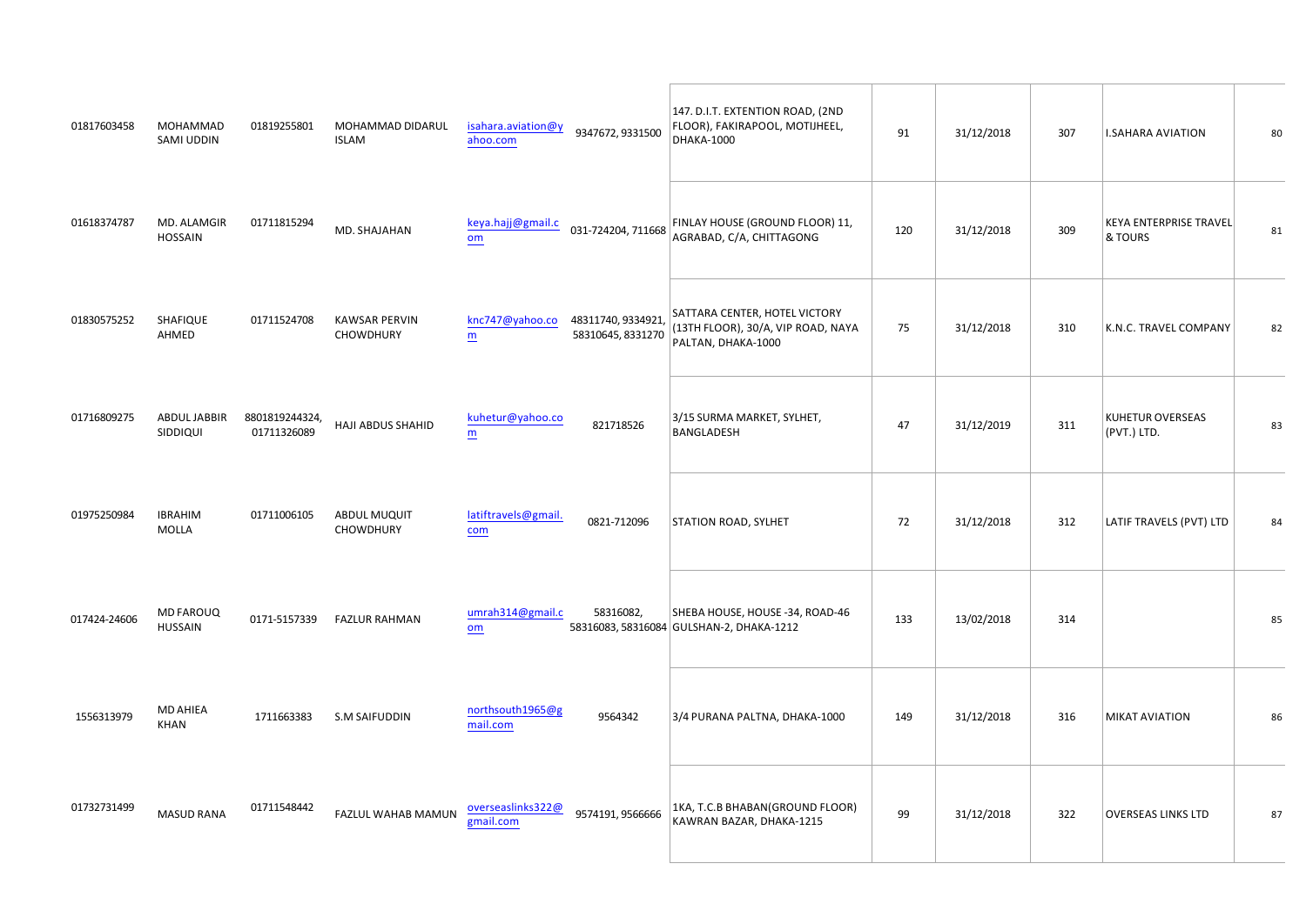| | | | | | | | | | | | |
|---|---|---|---|---|---|---|---|---|---|---|---|
| 01817603458 | MOHAMMAD SAMI UDDIN | 01819255801 | MOHAMMAD DIDARUL ISLAM | isahara.aviation@yahoo.com | 9347672, 9331500 | 147. D.I.T. EXTENTION ROAD, (2ND FLOOR), FAKIRAPOOL, MOTIJHEEL, DHAKA-1000 | 91 | 31/12/2018 | 307 | I.SAHARA AVIATION | 80 |
| 01618374787 | MD. ALAMGIR HOSSAIN | 01711815294 | MD. SHAJAHAN | keya.hajj@gmail.com | 031-724204, 711668 | FINLAY HOUSE (GROUND FLOOR) 11, AGRABAD, C/A, CHITTAGONG | 120 | 31/12/2018 | 309 | KEYA ENTERPRISE TRAVEL & TOURS | 81 |
| 01830575252 | SHAFIQUE AHMED | 01711524708 | KAWSAR PERVIN CHOWDHURY | knc747@yahoo.com | 48311740, 9334921, 58310645, 8331270 | SATTARA CENTER, HOTEL VICTORY (13TH FLOOR), 30/A, VIP ROAD, NAYA PALTAN, DHAKA-1000 | 75 | 31/12/2018 | 310 | K.N.C. TRAVEL COMPANY | 82 |
| 01716809275 | ABDUL JABBIR SIDDIQUI | 8801819244324, 01711326089 | HAJI ABDUS SHAHID | kuhetur@yahoo.com | 821718526 | 3/15 SURMA MARKET, SYLHET, BANGLADESH | 47 | 31/12/2019 | 311 | KUHETUR OVERSEAS (PVT.) LTD. | 83 |
| 01975250984 | IBRAHIM MOLLA | 01711006105 | ABDUL MUQUIT CHOWDHURY | latiftravels@gmail.com | 0821-712096 | STATION ROAD, SYLHET | 72 | 31/12/2018 | 312 | LATIF TRAVELS (PVT) LTD | 84 |
| 017424-24606 | MD FAROUQ HUSSAIN | 0171-5157339 | FAZLUR RAHMAN | umrah314@gmail.com | 58316082, 58316083, 58316084 | SHEBA HOUSE, HOUSE -34, ROAD-46 GULSHAN-2, DHAKA-1212 | 133 | 13/02/2018 | 314 | | 85 |
| 1556313979 | MD AHIEA KHAN | 1711663383 | S.M SAIFUDDIN | northsouth1965@gmail.com | 9564342 | 3/4 PURANA PALTNA, DHAKA-1000 | 149 | 31/12/2018 | 316 | MIKAT AVIATION | 86 |
| 01732731499 | MASUD RANA | 01711548442 | FAZLUL WAHAB MAMUN | overseaslinks322@gmail.com | 9574191, 9566666 | 1KA, T.C.B BHABAN(GROUND FLOOR) KAWRAN BAZAR, DHAKA-1215 | 99 | 31/12/2018 | 322 | OVERSEAS LINKS LTD | 87 |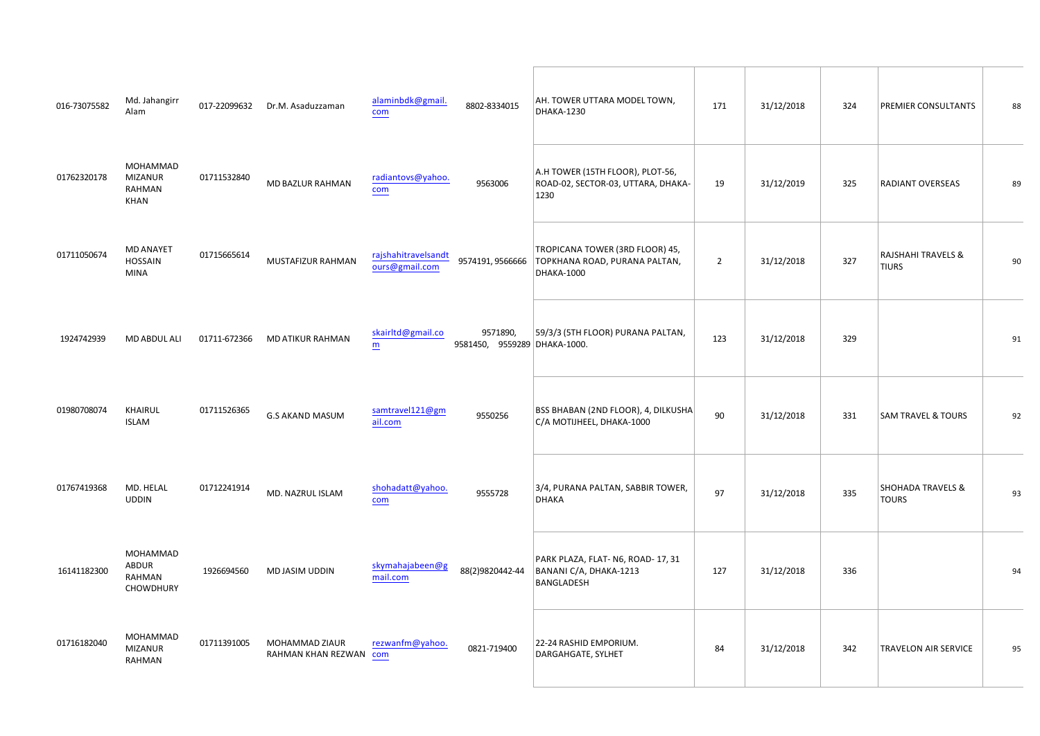| | | | | | | | | | | | |
|---|---|---|---|---|---|---|---|---|---|---|---|
| 016-73075582 | Md. Jahangirr Alam | 017-22099632 | Dr.M. Asaduzzaman | alaminbdk@gmail.com | 8802-8334015 | AH. TOWER UTTARA MODEL TOWN, DHAKA-1230 | 171 | 31/12/2018 | 324 | PREMIER CONSULTANTS | 88 |
| 01762320178 | MOHAMMAD MIZANUR RAHMAN KHAN | 01711532840 | MD BAZLUR RAHMAN | radiantovs@yahoo.com | 9563006 | A.H TOWER (15TH FLOOR), PLOT-56, ROAD-02, SECTOR-03, UTTARA, DHAKA-1230 | 19 | 31/12/2019 | 325 | RADIANT OVERSEAS | 89 |
| 01711050674 | MD ANAYET HOSSAIN MINA | 01715665614 | MUSTAFIZUR RAHMAN | rajshahitravelsandtours@gmail.com | 9574191, 9566666 | TROPICANA TOWER (3RD FLOOR) 45, TOPKHANA ROAD, PURANA PALTAN, DHAKA-1000 | 2 | 31/12/2018 | 327 | RAJSHAHI TRAVELS & TIURS | 90 |
| 1924742939 | MD ABDUL ALI | 01711-672366 | MD ATIKUR RAHMAN | skairltd@gmail.com | 9571890, 9581450, 9559289 | 59/3/3 (5TH FLOOR) PURANA PALTAN, DHAKA-1000. | 123 | 31/12/2018 | 329 | | 91 |
| 01980708074 | KHAIRUL ISLAM | 01711526365 | G.S AKAND MASUM | samtravel121@gmail.com | 9550256 | BSS BHABAN (2ND FLOOR), 4, DILKUSHA C/A MOTIJHEEL, DHAKA-1000 | 90 | 31/12/2018 | 331 | SAM TRAVEL & TOURS | 92 |
| 01767419368 | MD. HELAL UDDIN | 01712241914 | MD. NAZRUL ISLAM | shohadatt@yahoo.com | 9555728 | 3/4, PURANA PALTAN, SABBIR TOWER, DHAKA | 97 | 31/12/2018 | 335 | SHOHADA TRAVELS & TOURS | 93 |
| 16141182300 | MOHAMMAD ABDUR RAHMAN CHOWDHURY | 1926694560 | MD JASIM UDDIN | skymahajabeen@gmail.com | 88(2)9820442-44 | PARK PLAZA, FLAT- N6, ROAD- 17, 31 BANANI C/A, DHAKA-1213 BANGLADESH | 127 | 31/12/2018 | 336 | | 94 |
| 01716182040 | MOHAMMAD MIZANUR RAHMAN | 01711391005 | MOHAMMAD ZIAUR RAHMAN KHAN REZWAN | rezwanfm@yahoo.com | 0821-719400 | 22-24 RASHID EMPORIUM. DARGAHGATE, SYLHET | 84 | 31/12/2018 | 342 | TRAVELON AIR SERVICE | 95 |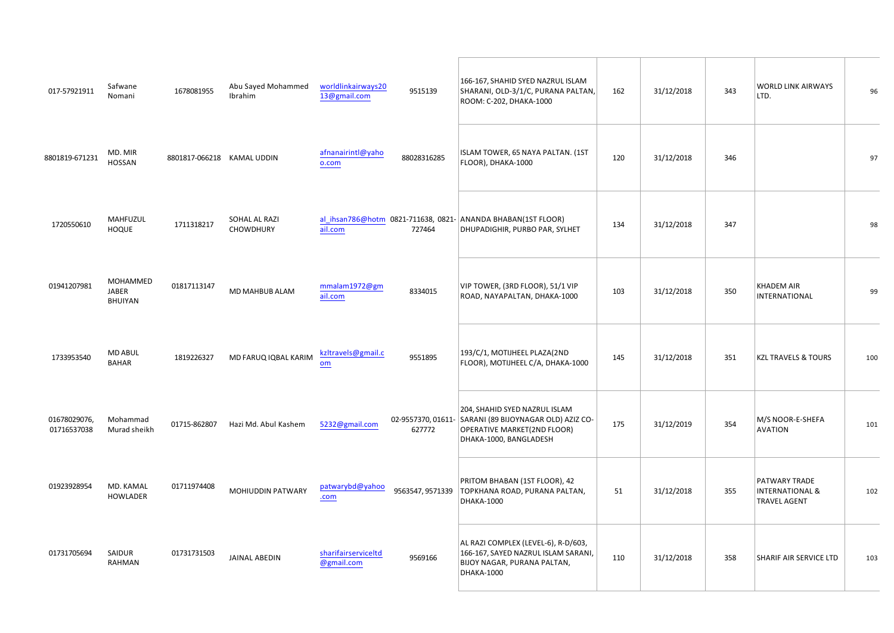| | | | | | | | | | | |
|---|---|---|---|---|---|---|---|---|---|---|
| 017-57921911 | Safwane Nomani | 1678081955 | Abu Sayed Mohammed Ibrahim | worldlinkairways2013@gmail.com | 9515139 | 166-167, SHAHID SYED NAZRUL ISLAM SHARANI, OLD-3/1/C, PURANA PALTAN, ROOM: C-202, DHAKA-1000 | 162 | 31/12/2018 | 343 | WORLD LINK AIRWAYS LTD. | 96 |
| 8801819-671231 | MD. MIR HOSSAN | 8801817-066218 | KAMAL UDDIN | afnanairintl@yahoo.com | 88028316285 | ISLAM TOWER, 65 NAYA PALTAN. (1ST FLOOR), DHAKA-1000 | 120 | 31/12/2018 | 346 | | 97 |
| 1720550610 | MAHFUZUL HOQUE | 1711318217 | SOHAL AL RAZI CHOWDHURY | al_ihsan786@hotmail.com | 0821-711638, 0821-727464 | ANANDA BHABAN(1ST FLOOR) DHUPADIGHIR, PURBO PAR, SYLHET | 134 | 31/12/2018 | 347 | | 98 |
| 01941207981 | MOHAMMED JABER BHUIYAN | 01817113147 | MD MAHBUB ALAM | mmalam1972@gmail.com | 8334015 | VIP TOWER, (3RD FLOOR), 51/1 VIP ROAD, NAYAPALTAN, DHAKA-1000 | 103 | 31/12/2018 | 350 | KHADEM AIR INTERNATIONAL | 99 |
| 1733953540 | MD ABUL BAHAR | 1819226327 | MD FARUQ IQBAL KARIM | kzltravels@gmail.com | 9551895 | 193/C/1, MOTIJHEEL PLAZA(2ND FLOOR), MOTIJHEEL C/A, DHAKA-1000 | 145 | 31/12/2018 | 351 | KZL TRAVELS & TOURS | 100 |
| 01678029076, 01716537038 | Mohammad Murad sheikh | 01715-862807 | Hazi Md. Abul Kashem | 5232@gmail.com | 02-9557370, 01611-627772 | 204, SHAHID SYED NAZRUL ISLAM SARANI (89 BIJOYNAGAR OLD) AZIZ CO-OPERATIVE MARKET(2ND FLOOR) DHAKA-1000, BANGLADESH | 175 | 31/12/2019 | 354 | M/S NOOR-E-SHEFA AVATION | 101 |
| 01923928954 | MD. KAMAL HOWLADER | 01711974408 | MOHIUDDIN PATWARY | patwarybd@yahoo.com | 9563547, 9571339 | PRITOM BHABAN (1ST FLOOR), 42 TOPKHANA ROAD, PURANA PALTAN, DHAKA-1000 | 51 | 31/12/2018 | 355 | PATWARY TRADE INTERNATIONAL & TRAVEL AGENT | 102 |
| 01731705694 | SAIDUR RAHMAN | 01731731503 | JAINAL ABEDIN | sharifairserviceltd@gmail.com | 9569166 | AL RAZI COMPLEX (LEVEL-6), R-D/603, 166-167, SAYED NAZRUL ISLAM SARANI, BIJOY NAGAR, PURANA PALTAN, DHAKA-1000 | 110 | 31/12/2018 | 358 | SHARIF AIR SERVICE LTD | 103 |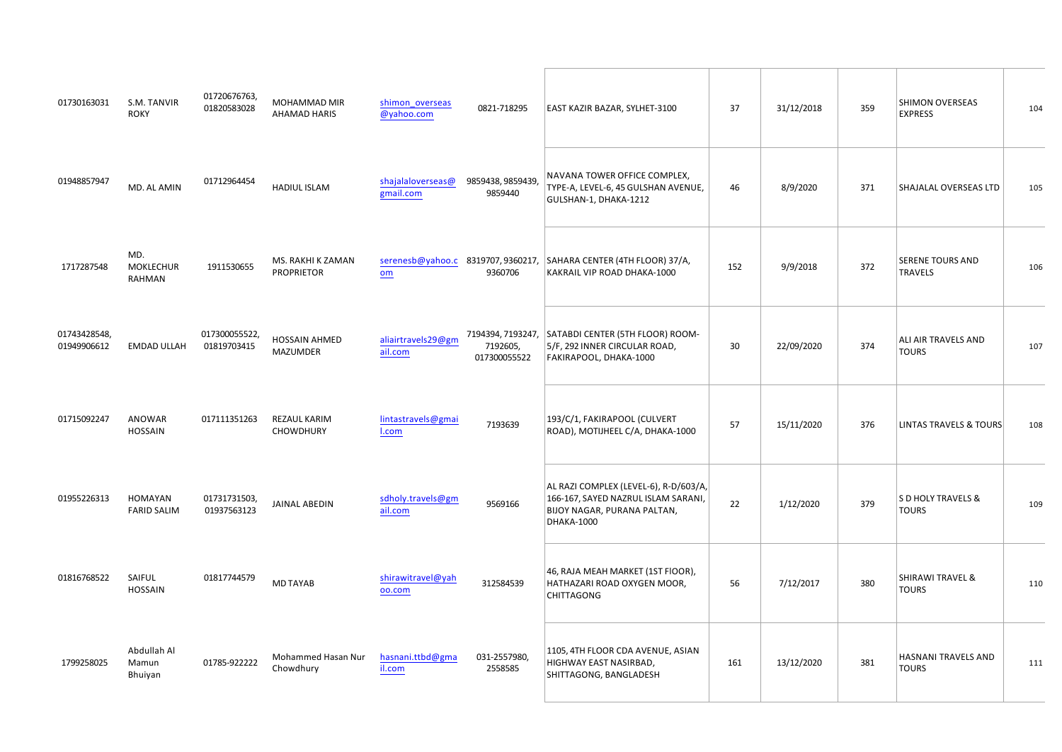| | | | | | | | | | | | |
|---|---|---|---|---|---|---|---|---|---|---|---|
| 01730163031 | S.M. TANVIR ROKY | 01720676763, 01820583028 | MOHAMMAD MIR AHAMAD HARIS | shimon_overseas@yahoo.com | 0821-718295 | EAST KAZIR BAZAR, SYLHET-3100 | 37 | 31/12/2018 | 359 | SHIMON OVERSEAS EXPRESS | 104 |
| 01948857947 | MD. AL AMIN | 01712964454 | HADIUL ISLAM | shajalaloverseas@gmail.com | 9859438, 9859439, 9859440 | NAVANA TOWER OFFICE COMPLEX, TYPE-A, LEVEL-6, 45 GULSHAN AVENUE, GULSHAN-1, DHAKA-1212 | 46 | 8/9/2020 | 371 | SHAJALAL OVERSEAS LTD | 105 |
| 1717287548 | MD. MOKLECHUR RAHMAN | 1911530655 | MS. RAKHI K ZAMAN PROPRIETOR | serenesb@yahoo.com | 8319707, 9360217, 9360706 | SAHARA CENTER (4TH FLOOR) 37/A, KAKRAIL VIP ROAD DHAKA-1000 | 152 | 9/9/2018 | 372 | SERENE TOURS AND TRAVELS | 106 |
| 01743428548, 01949906612 | EMDAD ULLAH | 017300055522, 01819703415 | HOSSAIN AHMED MAZUMDER | aliairtravels29@gmail.com | 7194394, 7193247, 7192605, 017300055522 | SATABDI CENTER (5TH FLOOR) ROOM-5/F, 292 INNER CIRCULAR ROAD, FAKIRAPOOL, DHAKA-1000 | 30 | 22/09/2020 | 374 | ALI AIR TRAVELS AND TOURS | 107 |
| 01715092247 | ANOWAR HOSSAIN | 017111351263 | REZAUL KARIM CHOWDHURY | lintastravels@gmail.com | 7193639 | 193/C/1, FAKIRAPOOL (CULVERT ROAD), MOTIJHEEL C/A, DHAKA-1000 | 57 | 15/11/2020 | 376 | LINTAS TRAVELS & TOURS | 108 |
| 01955226313 | HOMAYAN FARID SALIM | 01731731503, 01937563123 | JAINAL ABEDIN | sdholy.travels@gmail.com | 9569166 | AL RAZI COMPLEX (LEVEL-6), R-D/603/A, 166-167, SAYED NAZRUL ISLAM SARANI, BIJOY NAGAR, PURANA PALTAN, DHAKA-1000 | 22 | 1/12/2020 | 379 | S D HOLY TRAVELS & TOURS | 109 |
| 01816768522 | SAIFUL HOSSAIN | 01817744579 | MD TAYAB | shirawitravel@yahoo.com | 312584539 | 46, RAJA MEAH MARKET (1ST FlOOR), HATHAZARI ROAD OXYGEN MOOR, CHITTAGONG | 56 | 7/12/2017 | 380 | SHIRAWI TRAVEL & TOURS | 110 |
| 1799258025 | Abdullah Al Mamun Bhuiyan | 01785-922222 | Mohammed Hasan Nur Chowdhury | hasnani.ttbd@gmail.com | 031-2557980, 2558585 | 1105, 4TH FLOOR CDA AVENUE, ASIAN HIGHWAY EAST NASIRBAD, SHITTAGONG, BANGLADESH | 161 | 13/12/2020 | 381 | HASNANI TRAVELS AND TOURS | 111 |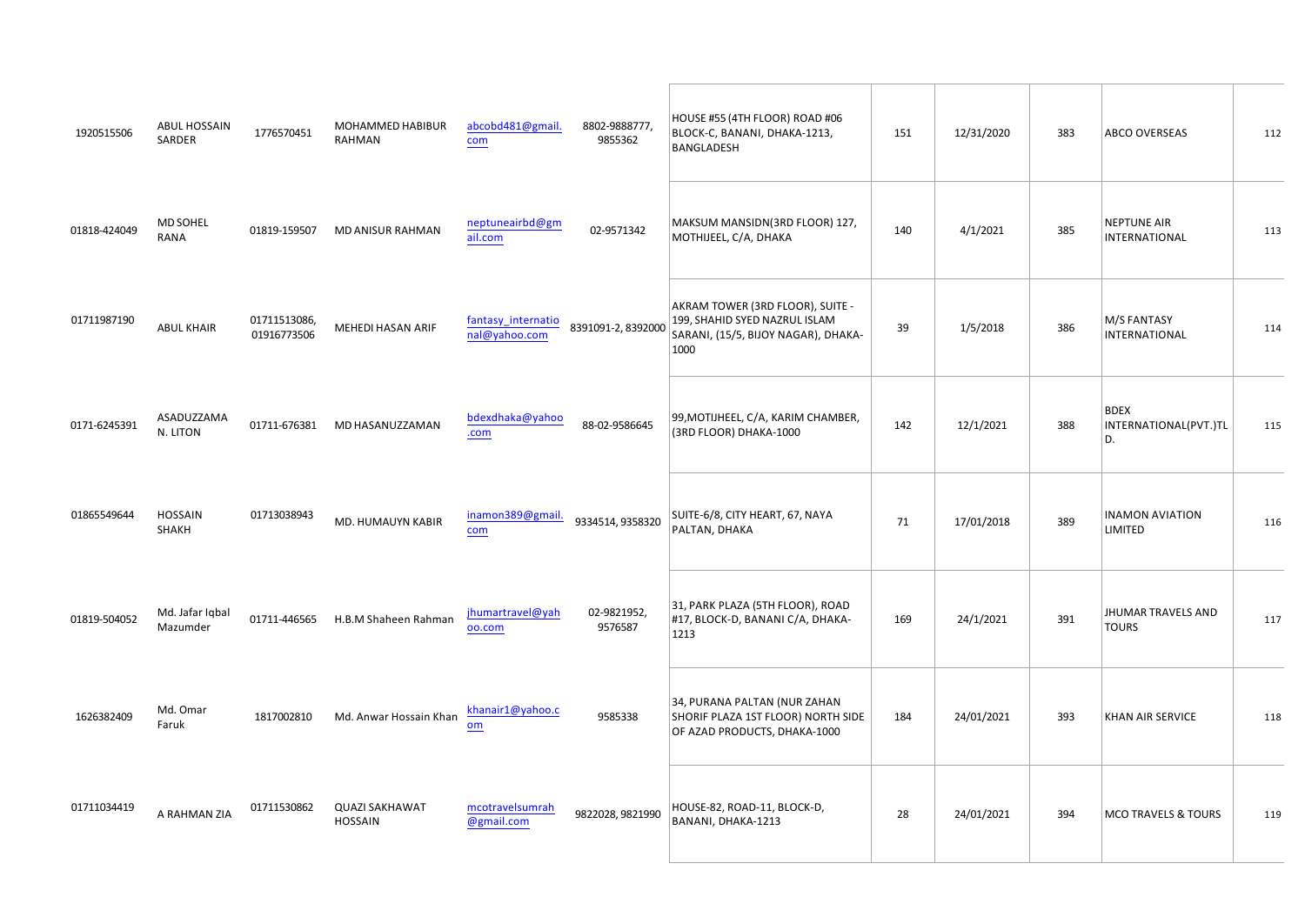| | | | | | | | | | | | |
|---|---|---|---|---|---|---|---|---|---|---|---|
| 1920515506 | ABUL HOSSAIN SARDER | 1776570451 | MOHAMMED HABIBUR RAHMAN | abcobd481@gmail.com | 8802-9888777, 9855362 | HOUSE #55 (4TH FLOOR) ROAD #06 BLOCK-C, BANANI, DHAKA-1213, BANGLADESH | 151 | 12/31/2020 | 383 | ABCO OVERSEAS | 112 |
| 01818-424049 | MD SOHEL RANA | 01819-159507 | MD ANISUR RAHMAN | neptuneairbd@gmail.com | 02-9571342 | MAKSUM MANSIDN(3RD FLOOR) 127, MOTHIJEEL, C/A, DHAKA | 140 | 4/1/2021 | 385 | NEPTUNE AIR INTERNATIONAL | 113 |
| 01711987190 | ABUL KHAIR | 01711513086, 01916773506 | MEHEDI HASAN ARIF | fantasy_international@yahoo.com | 8391091-2, 8392000 | AKRAM TOWER (3RD FLOOR), SUITE - 199, SHAHID SYED NAZRUL ISLAM SARANI, (15/5, BIJOY NAGAR), DHAKA-1000 | 39 | 1/5/2018 | 386 | M/S FANTASY INTERNATIONAL | 114 |
| 0171-6245391 | ASADUZZAMAN. LITON | 01711-676381 | MD HASANUZZAMAN | bdexdhaka@yahoo.com | 88-02-9586645 | 99,MOTIJHEEL, C/A, KARIM CHAMBER, (3RD FLOOR) DHAKA-1000 | 142 | 12/1/2021 | 388 | BDEX INTERNATIONAL(PVT.)TLD. | 115 |
| 01865549644 | HOSSAIN SHAKH | 01713038943 | MD. HUMAUYN KABIR | inamon389@gmail.com | 9334514, 9358320 | SUITE-6/8, CITY HEART, 67, NAYA PALTAN, DHAKA | 71 | 17/01/2018 | 389 | INAMON AVIATION LIMITED | 116 |
| 01819-504052 | Md. Jafar Iqbal Mazumder | 01711-446565 | H.B.M Shaheen Rahman | jhumartravel@yahoo.com | 02-9821952, 9576587 | 31, PARK PLAZA (5TH FLOOR), ROAD #17, BLOCK-D, BANANI C/A, DHAKA-1213 | 169 | 24/1/2021 | 391 | JHUMAR TRAVELS AND TOURS | 117 |
| 1626382409 | Md. Omar Faruk | 1817002810 | Md. Anwar Hossain Khan | khanair1@yahoo.com | 9585338 | 34, PURANA PALTAN (NUR ZAHAN SHORIF PLAZA 1ST FLOOR) NORTH SIDE OF AZAD PRODUCTS, DHAKA-1000 | 184 | 24/01/2021 | 393 | KHAN AIR SERVICE | 118 |
| 01711034419 | A RAHMAN ZIA | 01711530862 | QUAZI SAKHAWAT HOSSAIN | mcotravelsumrah@gmail.com | 9822028, 9821990 | HOUSE-82, ROAD-11, BLOCK-D, BANANI, DHAKA-1213 | 28 | 24/01/2021 | 394 | MCO TRAVELS & TOURS | 119 |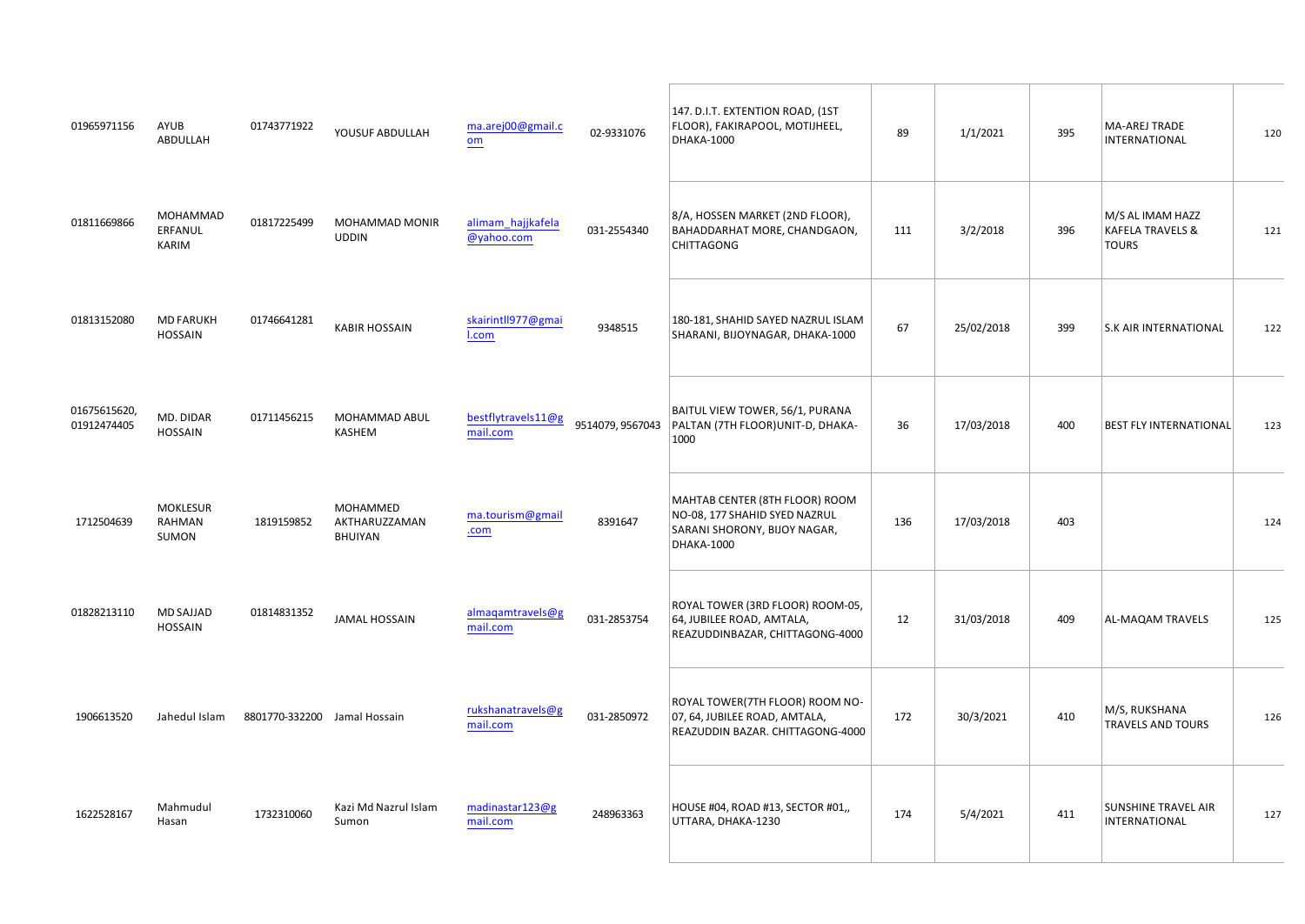| | | | | | | | | | | | |
|---|---|---|---|---|---|---|---|---|---|---|---|
| 01965971156 | AYUB ABDULLAH | 01743771922 | YOUSUF ABDULLAH | ma.arej00@gmail.com | 02-9331076 | 147. D.I.T. EXTENTION ROAD, (1ST FLOOR), FAKIRAPOOL, MOTIJHEEL, DHAKA-1000 | 89 | 1/1/2021 | 395 | MA-AREJ TRADE INTERNATIONAL | 120 |
| 01811669866 | MOHAMMAD ERFANUL KARIM | 01817225499 | MOHAMMAD MONIR UDDIN | alimam_hajjkafela@yahoo.com | 031-2554340 | 8/A, HOSSEN MARKET (2ND FLOOR), BAHADDARHAT MORE, CHANDGAON, CHITTAGONG | 111 | 3/2/2018 | 396 | M/S AL IMAM HAZZ KAFELA TRAVELS & TOURS | 121 |
| 01813152080 | MD FARUKH HOSSAIN | 01746641281 | KABIR HOSSAIN | skairintll977@gmail.com | 9348515 | 180-181, SHAHID SAYED NAZRUL ISLAM SHARANI, BIJOYNAGAR, DHAKA-1000 | 67 | 25/02/2018 | 399 | S.K AIR INTERNATIONAL | 122 |
| 01675615620, 01912474405 | MD. DIDAR HOSSAIN | 01711456215 | MOHAMMAD ABUL KASHEM | bestflytravels11@gmail.com | 9514079, 9567043 | BAITUL VIEW TOWER, 56/1, PURANA PALTAN (7TH FLOOR)UNIT-D, DHAKA-1000 | 36 | 17/03/2018 | 400 | BEST FLY INTERNATIONAL | 123 |
| 1712504639 | MOKLESUR RAHMAN SUMON | 1819159852 | MOHAMMED AKTHARUZZAMAN BHUIYAN | ma.tourism@gmail.com | 8391647 | MAHTAB CENTER (8TH FLOOR) ROOM NO-08, 177 SHAHID SYED NAZRUL SARANI SHORONY, BIJOY NAGAR, DHAKA-1000 | 136 | 17/03/2018 | 403 | | 124 |
| 01828213110 | MD SAJJAD HOSSAIN | 01814831352 | JAMAL HOSSAIN | almaqamtravels@gmail.com | 031-2853754 | ROYAL TOWER (3RD FLOOR) ROOM-05, 64, JUBILEE ROAD, AMTALA, REAZUDDINBAZAR, CHITTAGONG-4000 | 12 | 31/03/2018 | 409 | AL-MAQAM TRAVELS | 125 |
| 1906613520 | Jahedul Islam | 8801770-332200 | Jamal Hossain | rukshanatravels@gmail.com | 031-2850972 | ROYAL TOWER(7TH FLOOR) ROOM NO-07, 64, JUBILEE ROAD, AMTALA, REAZUDDIN BAZAR. CHITTAGONG-4000 | 172 | 30/3/2021 | 410 | M/S, RUKSHANA TRAVELS AND TOURS | 126 |
| 1622528167 | Mahmudul Hasan | 1732310060 | Kazi Md Nazrul Islam Sumon | madinastar123@gmail.com | 248963363 | HOUSE #04, ROAD #13, SECTOR #01,, UTTARA, DHAKA-1230 | 174 | 5/4/2021 | 411 | SUNSHINE TRAVEL AIR INTERNATIONAL | 127 |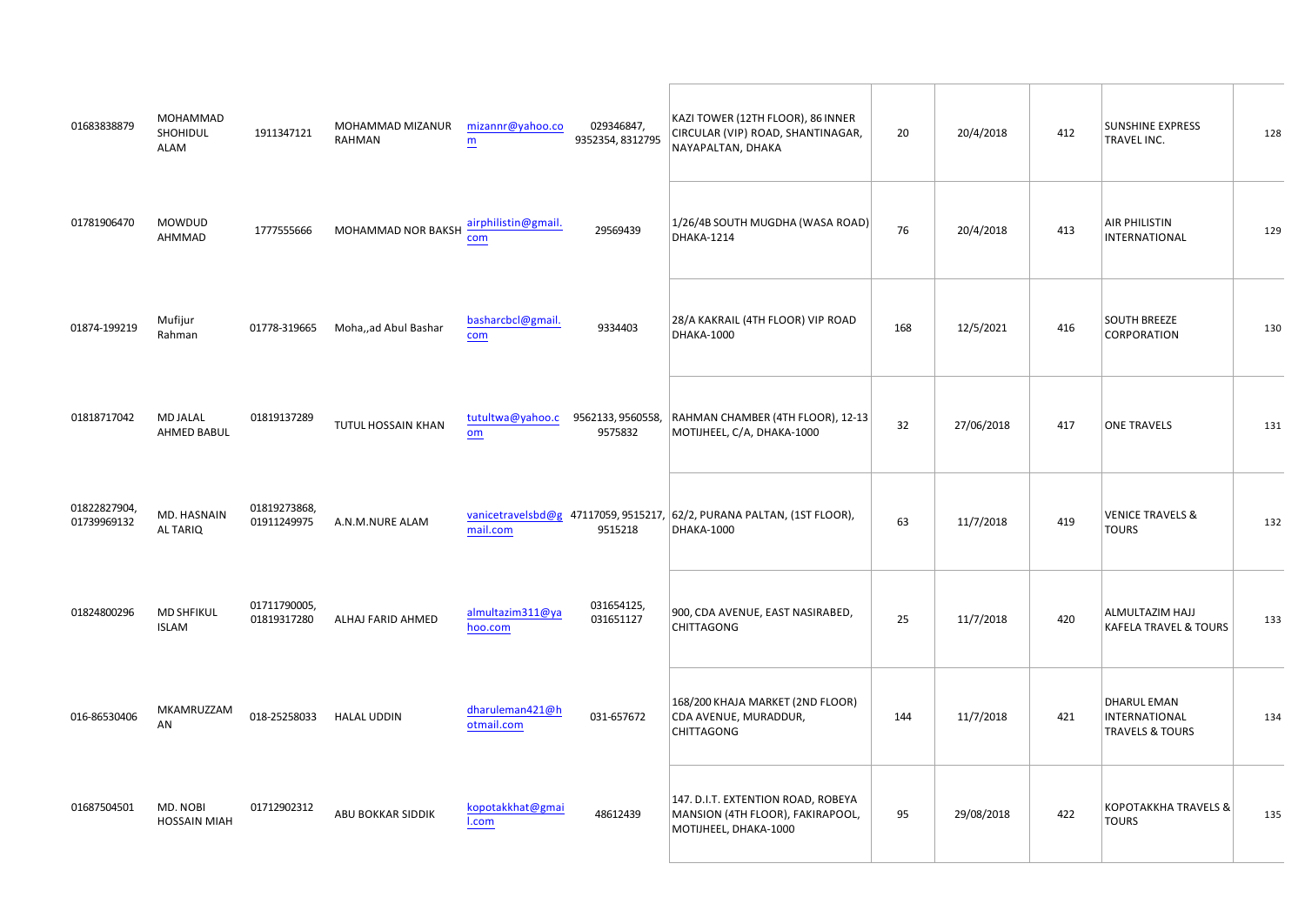| | | | | | | | | | | | |
|---|---|---|---|---|---|---|---|---|---|---|---|
| 01683838879 | MOHAMMAD SHOHIDUL ALAM | 1911347121 | MOHAMMAD MIZANUR RAHMAN | mizannr@yahoo.com | 029346847, 9352354, 8312795 | KAZI TOWER (12TH FLOOR), 86 INNER CIRCULAR (VIP) ROAD, SHANTINAGAR, NAYAPALTAN, DHAKA | 20 | 20/4/2018 | 412 | SUNSHINE EXPRESS TRAVEL INC. | 128 |
| 01781906470 | MOWDUD AHMMAD | 1777555666 | MOHAMMAD NOR BAKSH | airphilistin@gmail.com | 29569439 | 1/26/4B SOUTH MUGDHA (WASA ROAD) DHAKA-1214 | 76 | 20/4/2018 | 413 | AIR PHILISTIN INTERNATIONAL | 129 |
| 01874-199219 | Mufijur Rahman | 01778-319665 | Moha,,ad Abul Bashar | basharcbcl@gmail.com | 9334403 | 28/A KAKRAIL (4TH FLOOR) VIP ROAD DHAKA-1000 | 168 | 12/5/2021 | 416 | SOUTH BREEZE CORPORATION | 130 |
| 01818717042 | MD JALAL AHMED BABUL | 01819137289 | TUTUL HOSSAIN KHAN | tutultwa@yahoo.com | 9562133, 9560558, 9575832 | RAHMAN CHAMBER (4TH FLOOR), 12-13 MOTIJHEEL, C/A, DHAKA-1000 | 32 | 27/06/2018 | 417 | ONE TRAVELS | 131 |
| 01822827904, 01739969132 | MD. HASNAIN AL TARIQ | 01819273868, 01911249975 | A.N.M.NURE ALAM | vanicetravelsbd@gmail.com | 47117059, 9515217, 9515218 | 62/2, PURANA PALTAN, (1ST FLOOR), DHAKA-1000 | 63 | 11/7/2018 | 419 | VENICE TRAVELS & TOURS | 132 |
| 01824800296 | MD SHFIKUL ISLAM | 01711790005, 01819317280 | ALHAJ FARID AHMED | almultazim311@yahoo.com | 031654125, 031651127 | 900, CDA AVENUE, EAST NASIRABED, CHITTAGONG | 25 | 11/7/2018 | 420 | ALMULTAZIM HAJJ KAFELA TRAVEL & TOURS | 133 |
| 016-86530406 | MKAMRUZZAMAN | 018-25258033 | HALAL UDDIN | dharuleman421@hotmail.com | 031-657672 | 168/200 KHAJA MARKET (2ND FLOOR) CDA AVENUE, MURADDUR, CHITTAGONG | 144 | 11/7/2018 | 421 | DHARUL EMAN INTERNATIONAL TRAVELS & TOURS | 134 |
| 01687504501 | MD. NOBI HOSSAIN MIAH | 01712902312 | ABU BOKKAR SIDDIK | kopotakkhat@gmail.com | 48612439 | 147. D.I.T. EXTENTION ROAD, ROBEYA MANSION (4TH FLOOR), FAKIRAPOOL, MOTIJHEEL, DHAKA-1000 | 95 | 29/08/2018 | 422 | KOPOTAKKHA TRAVELS & TOURS | 135 |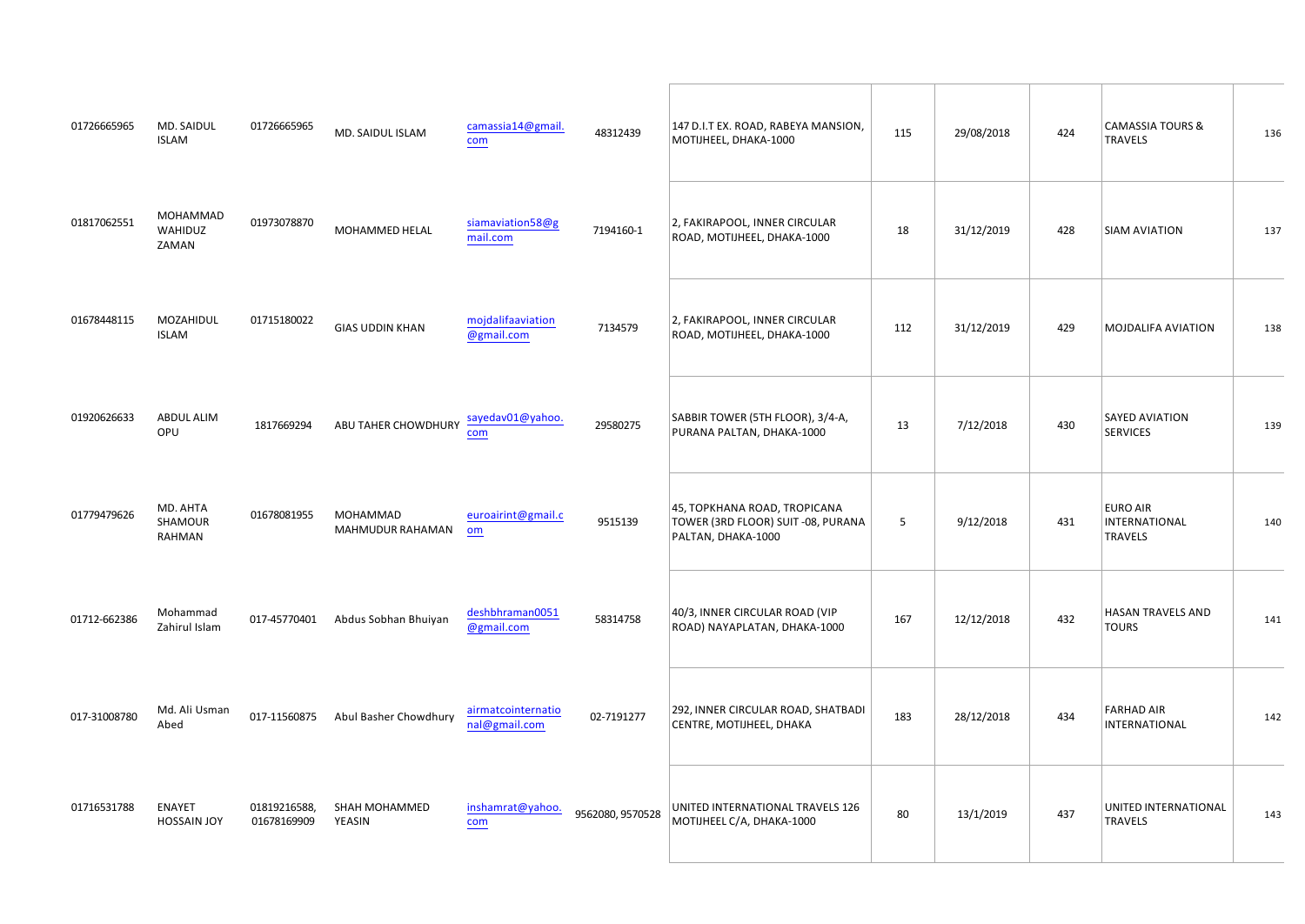| | | | | | | | | | | | |
|---|---|---|---|---|---|---|---|---|---|---|---|
| 01726665965 | MD. SAIDUL ISLAM | 01726665965 | MD. SAIDUL ISLAM | camassia14@gmail.com | 48312439 | 147 D.I.T EX. ROAD, RABEYA MANSION, MOTIJHEEL, DHAKA-1000 | 115 | 29/08/2018 | 424 | CAMASSIA TOURS & TRAVELS | 136 |
| 01817062551 | MOHAMMAD WAHIDUZ ZAMAN | 01973078870 | MOHAMMED HELAL | siamaviation58@gmail.com | 7194160-1 | 2, FAKIRAPOOL, INNER CIRCULAR ROAD, MOTIJHEEL, DHAKA-1000 | 18 | 31/12/2019 | 428 | SIAM AVIATION | 137 |
| 01678448115 | MOZAHIDUL ISLAM | 01715180022 | GIAS UDDIN KHAN | mojdalifaaviation@gmail.com | 7134579 | 2, FAKIRAPOOL, INNER CIRCULAR ROAD, MOTIJHEEL, DHAKA-1000 | 112 | 31/12/2019 | 429 | MOJDALIFA AVIATION | 138 |
| 01920626633 | ABDUL ALIM OPU | 1817669294 | ABU TAHER CHOWDHURY | sayedav01@yahoo.com | 29580275 | SABBIR TOWER (5TH FLOOR), 3/4-A, PURANA PALTAN, DHAKA-1000 | 13 | 7/12/2018 | 430 | SAYED AVIATION SERVICES | 139 |
| 01779479626 | MD. AHTA SHAMOUR RAHMAN | 01678081955 | MOHAMMAD MAHMUDUR RAHAMAN | euroairint@gmail.com | 9515139 | 45, TOPKHANA ROAD, TROPICANA TOWER (3RD FLOOR) SUIT -08, PURANA PALTAN, DHAKA-1000 | 5 | 9/12/2018 | 431 | EURO AIR INTERNATIONAL TRAVELS | 140 |
| 01712-662386 | Mohammad Zahirul Islam | 017-45770401 | Abdus Sobhan Bhuiyan | deshbhraman0051@gmail.com | 58314758 | 40/3, INNER CIRCULAR ROAD (VIP ROAD) NAYAPLATAN, DHAKA-1000 | 167 | 12/12/2018 | 432 | HASAN TRAVELS AND TOURS | 141 |
| 017-31008780 | Md. Ali Usman Abed | 017-11560875 | Abul Basher Chowdhury | airmatcointernational@gmail.com | 02-7191277 | 292, INNER CIRCULAR ROAD, SHATBADI CENTRE, MOTIJHEEL, DHAKA | 183 | 28/12/2018 | 434 | FARHAD AIR INTERNATIONAL | 142 |
| 01716531788 | ENAYET HOSSAIN JOY | 01819216588, 01678169909 | SHAH MOHAMMED YEASIN | inshamrat@yahoo.com | 9562080, 9570528 | UNITED INTERNATIONAL TRAVELS 126 MOTIJHEEL C/A, DHAKA-1000 | 80 | 13/1/2019 | 437 | UNITED INTERNATIONAL TRAVELS | 143 |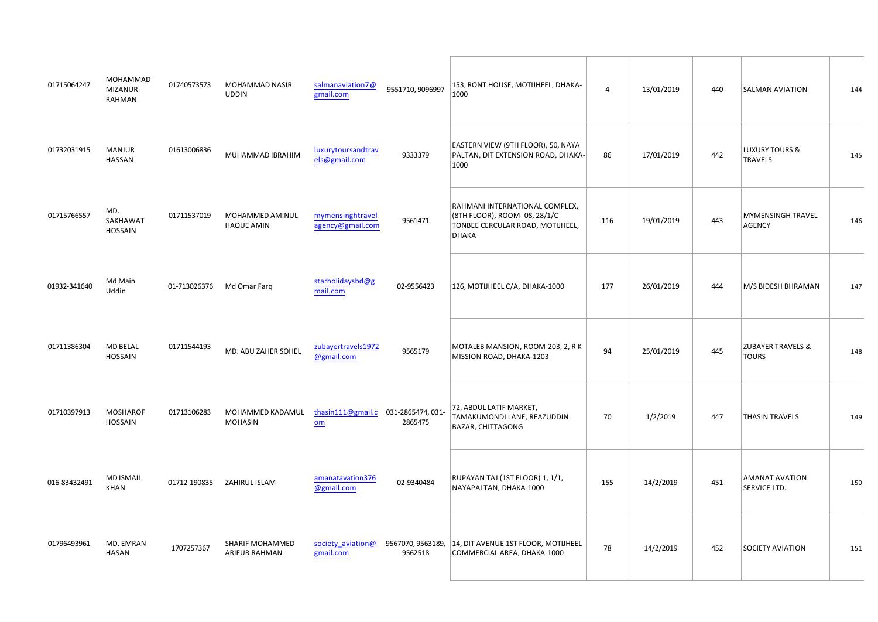| | | | | | | | | | | | |
|---|---|---|---|---|---|---|---|---|---|---|---|
| 01715064247 | MOHAMMAD MIZANUR RAHMAN | 01740573573 | MOHAMMAD NASIR UDDIN | salmanaviation7@gmail.com | 9551710, 9096997 | 153, RONT HOUSE, MOTIJHEEL, DHAKA-1000 | 4 | 13/01/2019 | 440 | SALMAN AVIATION | 144 |
| 01732031915 | MANJUR HASSAN | 01613006836 | MUHAMMAD IBRAHIM | luxurytoursandtravels@gmail.com | 9333379 | EASTERN VIEW (9TH FLOOR), 50, NAYA PALTAN, DIT EXTENSION ROAD, DHAKA-1000 | 86 | 17/01/2019 | 442 | LUXURY TOURS & TRAVELS | 145 |
| 01715766557 | MD. SAKHAWAT HOSSAIN | 01711537019 | MOHAMMED AMINUL HAQUE AMIN | mymensinghtravelagency@gmail.com | 9561471 | RAHMANI INTERNATIONAL COMPLEX, (8TH FLOOR), ROOM- 08, 28/1/C TONBEE CERCULAR ROAD, MOTIJHEEL, DHAKA | 116 | 19/01/2019 | 443 | MYMENSINGH TRAVEL AGENCY | 146 |
| 01932-341640 | Md Main Uddin | 01-713026376 | Md Omar Farq | starholidaysbd@gmail.com | 02-9556423 | 126, MOTIJHEEL C/A, DHAKA-1000 | 177 | 26/01/2019 | 444 | M/S BIDESH BHRAMAN | 147 |
| 01711386304 | MD BELAL HOSSAIN | 01711544193 | MD. ABU ZAHER SOHEL | zubayertravels1972@gmail.com | 9565179 | MOTALEB MANSION, ROOM-203, 2, R K MISSION ROAD, DHAKA-1203 | 94 | 25/01/2019 | 445 | ZUBAYER TRAVELS & TOURS | 148 |
| 01710397913 | MOSHAROF HOSSAIN | 01713106283 | MOHAMMED KADAMUL MOHASIN | thasin111@gmail.com | 031-2865474, 031-2865475 | 72, ABDUL LATIF MARKET, TAMAKUMONDI LANE, REAZUDDIN BAZAR, CHITTAGONG | 70 | 1/2/2019 | 447 | THASIN TRAVELS | 149 |
| 016-83432491 | MD ISMAIL KHAN | 01712-190835 | ZAHIRUL ISLAM | amanatavation376@gmail.com | 02-9340484 | RUPAYAN TAJ (1ST FLOOR) 1, 1/1, NAYAPALTAN, DHAKA-1000 | 155 | 14/2/2019 | 451 | AMANAT AVATION SERVICE LTD. | 150 |
| 01796493961 | MD. EMRAN HASAN | 1707257367 | SHARIF MOHAMMED ARIFUR RAHMAN | society_aviation@gmail.com | 9567070, 9563189, 9562518 | 14, DIT AVENUE 1ST FLOOR, MOTIJHEEL COMMERCIAL AREA, DHAKA-1000 | 78 | 14/2/2019 | 452 | SOCIETY AVIATION | 151 |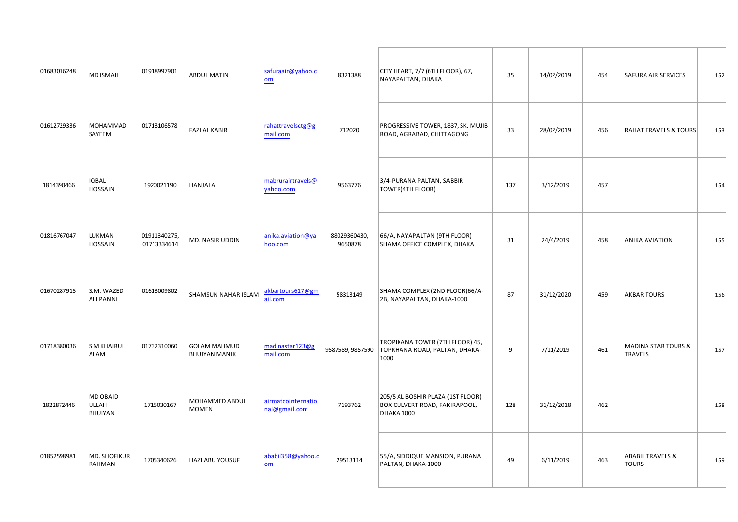| | | | | | | | | | | |
|---|---|---|---|---|---|---|---|---|---|---|
| 01683016248 | MD ISMAIL | 01918997901 | ABDUL MATIN | safuraair@yahoo.com | 8321388 | CITY HEART, 7/7 (6TH FLOOR), 67, NAYAPALTAN, DHAKA | 35 | 14/02/2019 | 454 | SAFURA AIR SERVICES | 152 |
| 01612729336 | MOHAMMAD SAYEEM | 01713106578 | FAZLAL KABIR | rahattravelsctg@gmail.com | 712020 | PROGRESSIVE TOWER, 1837, SK. MUJIB ROAD, AGRABAD, CHITTAGONG | 33 | 28/02/2019 | 456 | RAHAT TRAVELS & TOURS | 153 |
| 1814390466 | IQBAL HOSSAIN | 1920021190 | HANJALA | mabrurairtravels@yahoo.com | 9563776 | 3/4-PURANA PALTAN, SABBIR TOWER(4TH FLOOR) | 137 | 3/12/2019 | 457 | | 154 |
| 01816767047 | LUKMAN HOSSAIN | 01911340275, 01713334614 | MD. NASIR UDDIN | anika.aviation@yahoo.com | 88029360430, 9650878 | 66/A, NAYAPALTAN (9TH FLOOR) SHAMA OFFICE COMPLEX, DHAKA | 31 | 24/4/2019 | 458 | ANIKA AVIATION | 155 |
| 01670287915 | S.M. WAZED ALI PANNI | 01613009802 | SHAMSUN NAHAR ISLAM | akbartours617@gmail.com | 58313149 | SHAMA COMPLEX (2ND FLOOR)66/A-2B, NAYAPALTAN, DHAKA-1000 | 87 | 31/12/2020 | 459 | AKBAR TOURS | 156 |
| 01718380036 | S M KHAIRUL ALAM | 01732310060 | GOLAM MAHMUD BHUIYAN MANIK | madinastar123@gmail.com | 9587589, 9857590 | TROPIKANA TOWER (7TH FLOOR) 45, TOPKHANA ROAD, PALTAN, DHAKA-1000 | 9 | 7/11/2019 | 461 | MADINA STAR TOURS & TRAVELS | 157 |
| 1822872446 | MD OBAID ULLAH BHUIYAN | 1715030167 | MOHAMMED ABDUL MOMEN | airmatcointernational@gmail.com | 7193762 | 205/5 AL BOSHIR PLAZA (1ST FLOOR) BOX CULVERT ROAD, FAKIRAPOOL, DHAKA 1000 | 128 | 31/12/2018 | 462 | | 158 |
| 01852598981 | MD. SHOFIKUR RAHMAN | 1705340626 | HAZI ABU YOUSUF | ababil358@yahoo.com | 29513114 | 55/A, SIDDIQUE MANSION, PURANA PALTAN, DHAKA-1000 | 49 | 6/11/2019 | 463 | ABABIL TRAVELS & TOURS | 159 |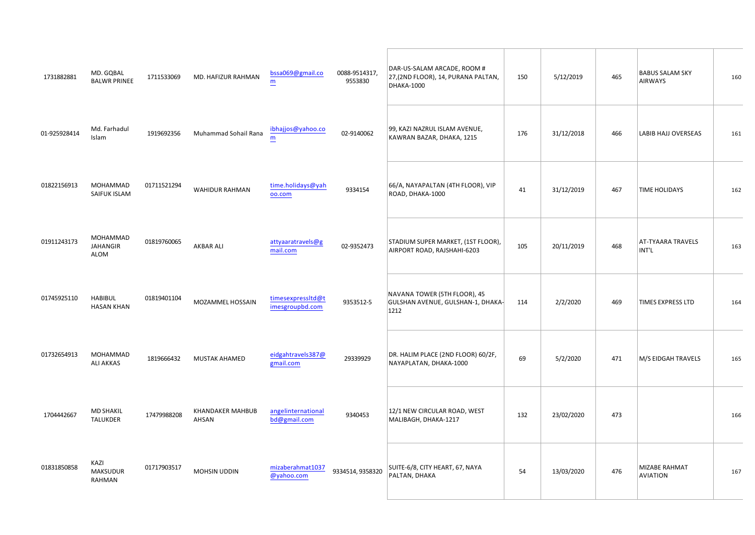| | | | | | | | | | | | |
|---|---|---|---|---|---|---|---|---|---|---|---|
| 1731882881 | MD. GQBAL BALWR PRINEE | 1711533069 | MD. HAFIZUR RAHMAN | bssa069@gmail.com | 0088-9514317, 9553830 | DAR-US-SALAM ARCADE, ROOM # 27,(2ND FLOOR), 14, PURANA PALTAN, DHAKA-1000 | 150 | 5/12/2019 | 465 | BABUS SALAM SKY AIRWAYS | 160 |
| 01-925928414 | Md. Farhadul Islam | 1919692356 | Muhammad Sohail Rana | ibhajjos@yahoo.com | 02-9140062 | 99, KAZI NAZRUL ISLAM AVENUE, KAWRAN BAZAR, DHAKA, 1215 | 176 | 31/12/2018 | 466 | LABIB HAJJ OVERSEAS | 161 |
| 01822156913 | MOHAMMAD SAIFUK ISLAM | 01711521294 | WAHIDUR RAHMAN | time.holidays@yahoo.com | 9334154 | 66/A, NAYAPALTAN (4TH FLOOR), VIP ROAD, DHAKA-1000 | 41 | 31/12/2019 | 467 | TIME HOLIDAYS | 162 |
| 01911243173 | MOHAMMAD JAHANGIR ALOM | 01819760065 | AKBAR ALI | attyaaratravels@gmail.com | 02-9352473 | STADIUM SUPER MARKET, (1ST FLOOR), AIRPORT ROAD, RAJSHAHI-6203 | 105 | 20/11/2019 | 468 | AT-TYAARA TRAVELS INT'L | 163 |
| 01745925110 | HABIBUL HASAN KHAN | 01819401104 | MOZAMMEL HOSSAIN | timesexpressltd@timesgroupbd.com | 9353512-5 | NAVANA TOWER (5TH FLOOR), 45 GULSHAN AVENUE, GULSHAN-1, DHAKA-1212 | 114 | 2/2/2020 | 469 | TIMES EXPRESS LTD | 164 |
| 01732654913 | MOHAMMAD ALI AKKAS | 1819666432 | MUSTAK AHAMED | eidgahtravels387@gmail.com | 29339929 | DR. HALIM PLACE (2ND FLOOR) 60/2F, NAYAPLATAN, DHAKA-1000 | 69 | 5/2/2020 | 471 | M/S EIDGAH TRAVELS | 165 |
| 1704442667 | MD SHAKIL TALUKDER | 17479988208 | KHANDAKER MAHBUB AHSAN | angelinternationalbd@gmail.com | 9340453 | 12/1 NEW CIRCULAR ROAD, WEST MALIBAGH, DHAKA-1217 | 132 | 23/02/2020 | 473 | | 166 |
| 01831850858 | KAZI MAKSUDUR RAHMAN | 01717903517 | MOHSIN UDDIN | mizaberahmat1037@yahoo.com | 9334514, 9358320 | SUITE-6/8, CITY HEART, 67, NAYA PALTAN, DHAKA | 54 | 13/03/2020 | 476 | MIZABE RAHMAT AVIATION | 167 |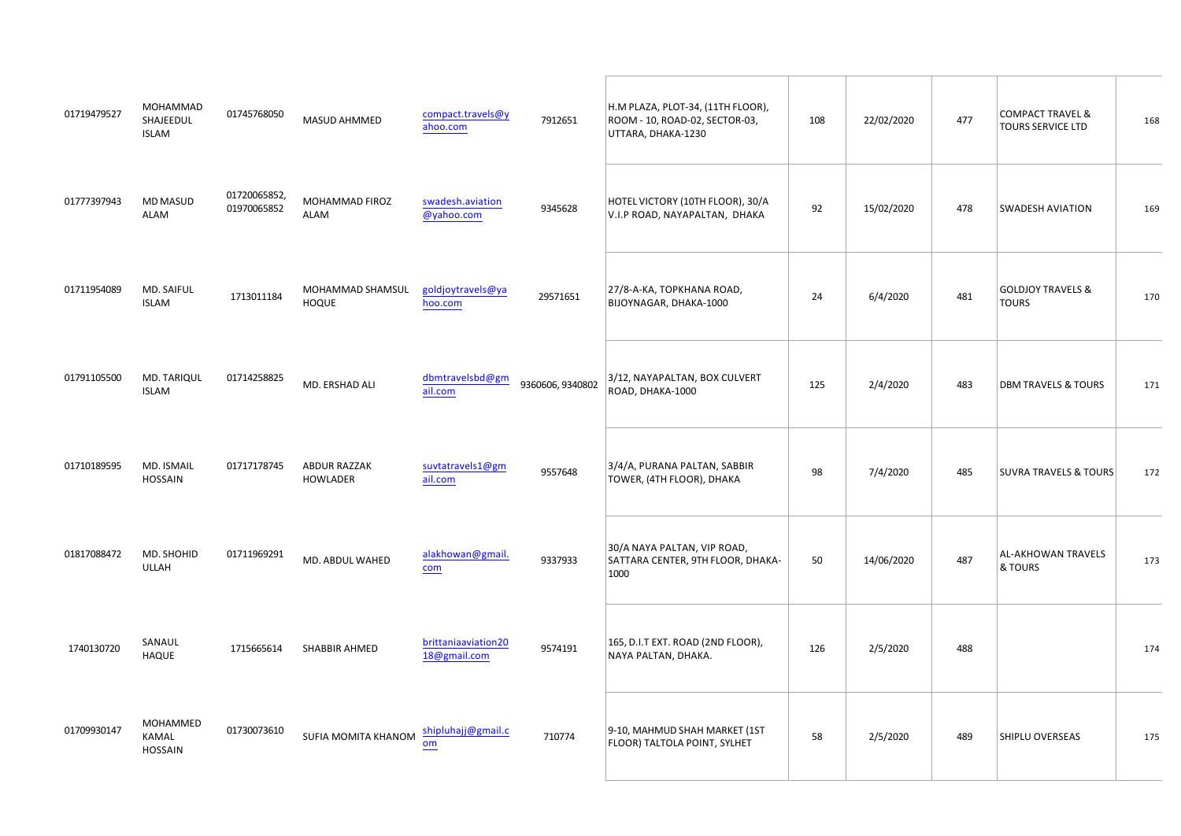| | | | | | | | | | | | |
|---|---|---|---|---|---|---|---|---|---|---|---|
| 01719479527 | MOHAMMAD SHAJEEDUL ISLAM | 01745768050 | MASUD AHMMED | compact.travels@yahoo.com | 7912651 | H.M PLAZA, PLOT-34, (11TH FLOOR), ROOM - 10, ROAD-02, SECTOR-03, UTTARA, DHAKA-1230 | 108 | 22/02/2020 | 477 | COMPACT TRAVEL & TOURS SERVICE LTD | 168 |
| 01777397943 | MD MASUD ALAM | 01720065852, 01970065852 | MOHAMMAD FIROZ ALAM | swadesh.aviation@yahoo.com | 9345628 | HOTEL VICTORY (10TH FLOOR), 30/A V.I.P ROAD, NAYAPALTAN, DHAKA | 92 | 15/02/2020 | 478 | SWADESH AVIATION | 169 |
| 01711954089 | MD. SAIFUL ISLAM | 1713011184 | MOHAMMAD SHAMSUL HOQUE | goldjoytravels@yahoo.com | 29571651 | 27/8-A-KA, TOPKHANA ROAD, BIJOYNAGAR, DHAKA-1000 | 24 | 6/4/2020 | 481 | GOLDJOY TRAVELS & TOURS | 170 |
| 01791105500 | MD. TARIQUL ISLAM | 01714258825 | MD. ERSHAD ALI | dbmtravelsbd@gmail.com | 9360606, 9340802 | 3/12, NAYAPALTAN, BOX CULVERT ROAD, DHAKA-1000 | 125 | 2/4/2020 | 483 | DBM TRAVELS & TOURS | 171 |
| 01710189595 | MD. ISMAIL HOSSAIN | 01717178745 | ABDUR RAZZAK HOWLADER | suvtatravels1@gmail.com | 9557648 | 3/4/A, PURANA PALTAN, SABBIR TOWER, (4TH FLOOR), DHAKA | 98 | 7/4/2020 | 485 | SUVRA TRAVELS & TOURS | 172 |
| 01817088472 | MD. SHOHID ULLAH | 01711969291 | MD. ABDUL WAHED | alakhowan@gmail.com | 9337933 | 30/A NAYA PALTAN, VIP ROAD, SATTARA CENTER, 9TH FLOOR, DHAKA-1000 | 50 | 14/06/2020 | 487 | AL-AKHOWAN TRAVELS & TOURS | 173 |
| 1740130720 | SANAUL HAQUE | 1715665614 | SHABBIR AHMED | brittaniaaviation2018@gmail.com | 9574191 | 165, D.I.T EXT. ROAD (2ND FLOOR), NAYA PALTAN, DHAKA. | 126 | 2/5/2020 | 488 | | 174 |
| 01709930147 | MOHAMMED KAMAL HOSSAIN | 01730073610 | SUFIA MOMITA KHANOM | shipluhajj@gmail.com | 710774 | 9-10, MAHMUD SHAH MARKET (1ST FLOOR) TALTOLA POINT, SYLHET | 58 | 2/5/2020 | 489 | SHIPLU OVERSEAS | 175 |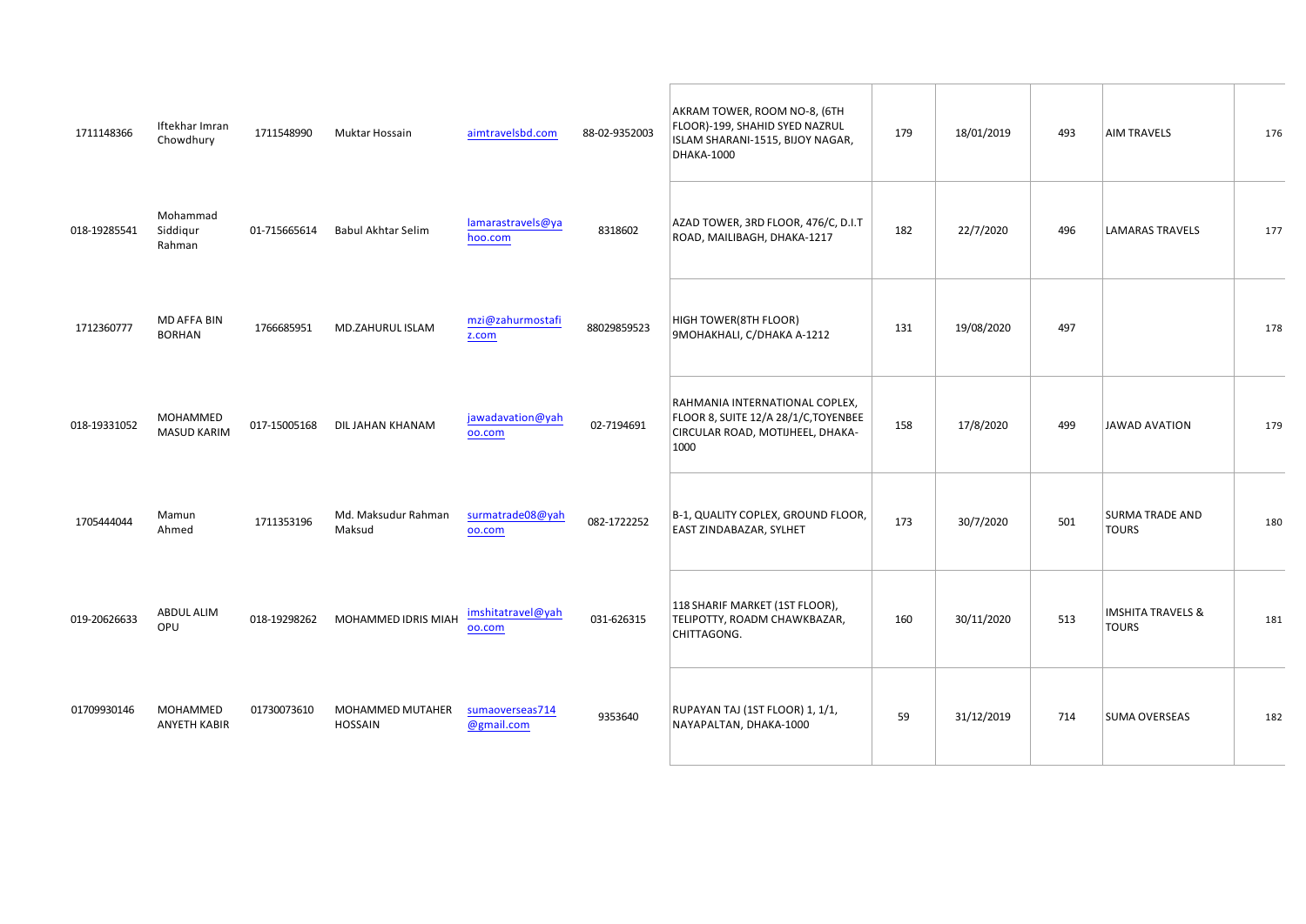| | | | | | | | | | | | |
|---|---|---|---|---|---|---|---|---|---|---|---|
| 1711148366 | Iftekhar Imran Chowdhury | 1711548990 | Muktar Hossain | aimtravelsbd.com | 88-02-9352003 | AKRAM TOWER, ROOM NO-8, (6TH FLOOR)-199, SHAHID SYED NAZRUL ISLAM SHARANI-1515, BIJOY NAGAR, DHAKA-1000 | 179 | 18/01/2019 | 493 | AIM TRAVELS | 176 |
| 018-19285541 | Mohammad Siddiqur Rahman | 01-715665614 | Babul Akhtar Selim | lamarastravels@yahoo.com | 8318602 | AZAD TOWER, 3RD FLOOR, 476/C, D.I.T ROAD, MAILIBAGH, DHAKA-1217 | 182 | 22/7/2020 | 496 | LAMARAS TRAVELS | 177 |
| 1712360777 | MD AFFA BIN BORHAN | 1766685951 | MD.ZAHURUL ISLAM | mzi@zahurmostafiz.com | 88029859523 | HIGH TOWER(8TH FLOOR) 9MOHAKHALI, C/DHAKA A-1212 | 131 | 19/08/2020 | 497 | | 178 |
| 018-19331052 | MOHAMMED MASUD KARIM | 017-15005168 | DIL JAHAN KHANAM | jawadavation@yahoo.com | 02-7194691 | RAHMANIA INTERNATIONAL COPLEX, FLOOR 8, SUITE 12/A 28/1/C,TOYENBEE CIRCULAR ROAD, MOTIJHEEL, DHAKA-1000 | 158 | 17/8/2020 | 499 | JAWAD AVATION | 179 |
| 1705444044 | Mamun Ahmed | 1711353196 | Md. Maksudur Rahman Maksud | surmatrade08@yahoo.com | 082-1722252 | B-1, QUALITY COPLEX, GROUND FLOOR, EAST ZINDABAZAR, SYLHET | 173 | 30/7/2020 | 501 | SURMA TRADE AND TOURS | 180 |
| 019-20626633 | ABDUL ALIM OPU | 018-19298262 | MOHAMMED IDRIS MIAH | imshitatravel@yahoo.com | 031-626315 | 118 SHARIF MARKET (1ST FLOOR), TELIPOTTY, ROADM CHAWKBAZAR, CHITTAGONG. | 160 | 30/11/2020 | 513 | IMSHITA TRAVELS & TOURS | 181 |
| 01709930146 | MOHAMMED ANYETH KABIR | 01730073610 | MOHAMMED MUTAHER HOSSAIN | sumaoverseas714@gmail.com | 9353640 | RUPAYAN TAJ (1ST FLOOR) 1, 1/1, NAYAPALTAN, DHAKA-1000 | 59 | 31/12/2019 | 714 | SUMA OVERSEAS | 182 |